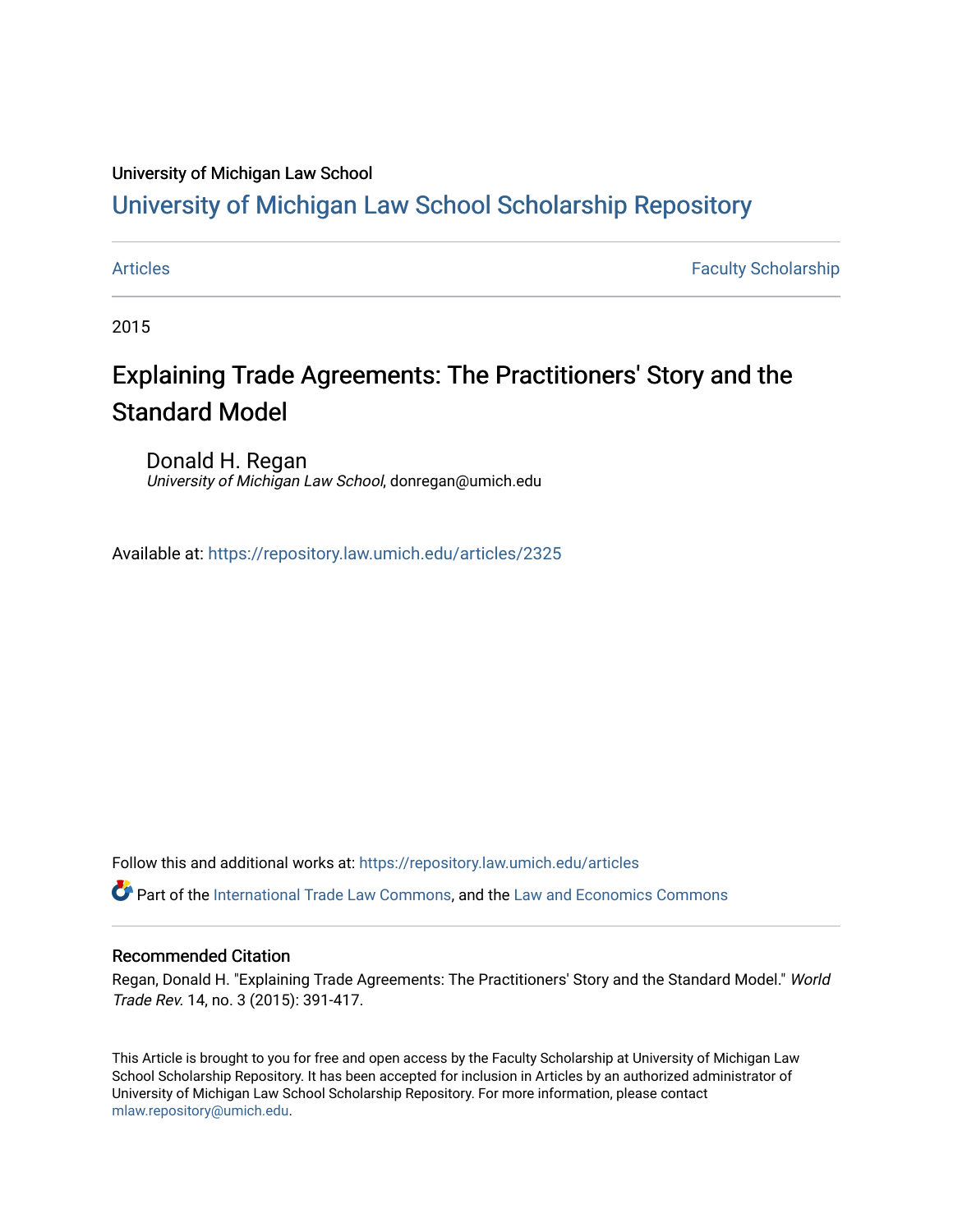University of Michigan Law School

# University of Michigan Law School Scholarship Repository

Articles | Faculty Scholarship

2015

## Explaining Trade Agreements: The Practitioners' Story and the Standard Model

Donald H. Regan
*University of Michigan Law School*, donregan@umich.edu

Available at: https://repository.law.umich.edu/articles/2325

Follow this and additional works at: https://repository.law.umich.edu/articles

Part of the International Trade Law Commons, and the Law and Economics Commons

### Recommended Citation

Regan, Donald H. "Explaining Trade Agreements: The Practitioners' Story and the Standard Model." *World Trade Rev.* 14, no. 3 (2015): 391-417.

This Article is brought to you for free and open access by the Faculty Scholarship at University of Michigan Law School Scholarship Repository. It has been accepted for inclusion in Articles by an authorized administrator of University of Michigan Law School Scholarship Repository. For more information, please contact mlaw.repository@umich.edu.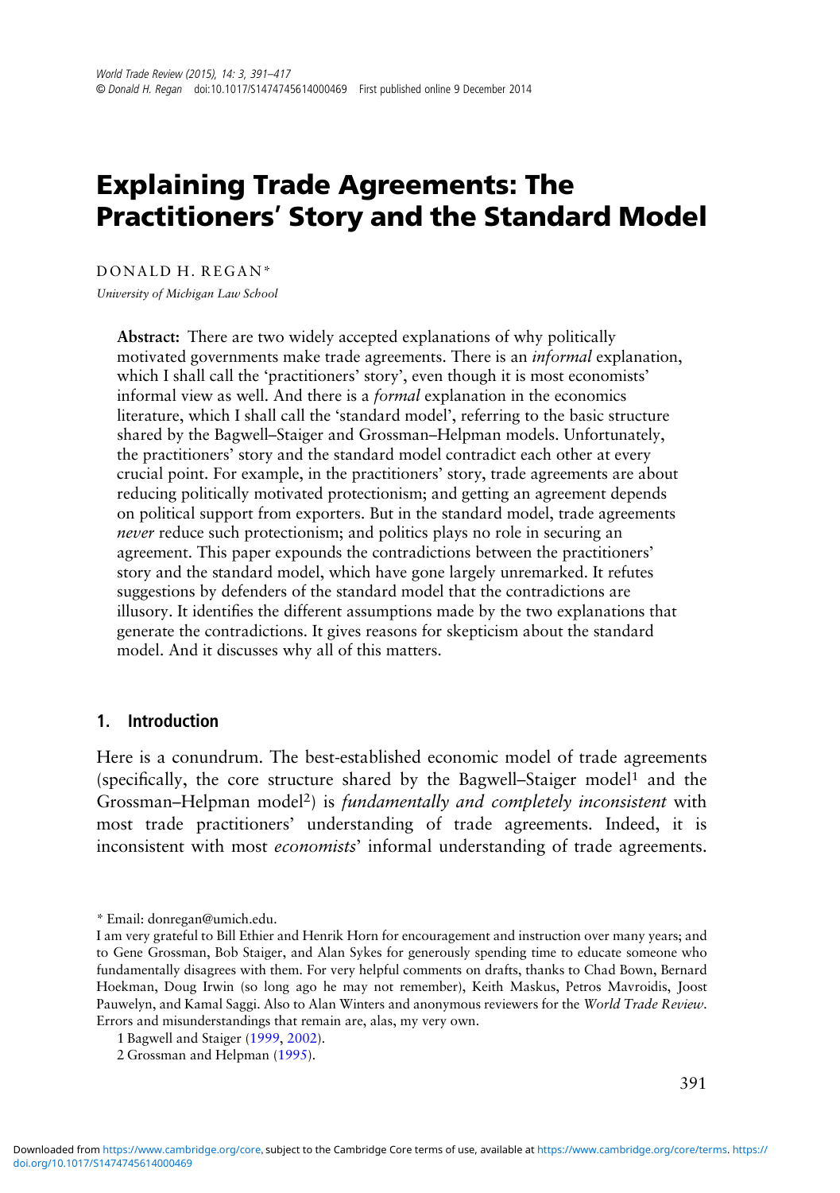# Explaining Trade Agreements: The Practitioners' Story and the Standard Model

DONALD H. REGAN*

*University of Michigan Law School*

> **Abstract:** There are two widely accepted explanations of why politically motivated governments make trade agreements. There is an *informal* explanation, which I shall call the 'practitioners' story', even though it is most economists' informal view as well. And there is a *formal* explanation in the economics literature, which I shall call the 'standard model', referring to the basic structure shared by the Bagwell–Staiger and Grossman–Helpman models. Unfortunately, the practitioners' story and the standard model contradict each other at every crucial point. For example, in the practitioners' story, trade agreements are about reducing politically motivated protectionism; and getting an agreement depends on political support from exporters. But in the standard model, trade agreements *never* reduce such protectionism; and politics plays no role in securing an agreement. This paper expounds the contradictions between the practitioners' story and the standard model, which have gone largely unremarked. It refutes suggestions by defenders of the standard model that the contradictions are illusory. It identifies the different assumptions made by the two explanations that generate the contradictions. It gives reasons for skepticism about the standard model. And it discusses why all of this matters.

## 1. Introduction

Here is a conundrum. The best-established economic model of trade agreements (specifically, the core structure shared by the Bagwell–Staiger model[1] and the Grossman–Helpman model[2]) is *fundamentally and completely inconsistent* with most trade practitioners' understanding of trade agreements. Indeed, it is inconsistent with most *economists*' informal understanding of trade agreements.

\* Email: donregan@umich.edu.

I am very grateful to Bill Ethier and Henrik Horn for encouragement and instruction over many years; and to Gene Grossman, Bob Staiger, and Alan Sykes for generously spending time to educate someone who fundamentally disagrees with them. For very helpful comments on drafts, thanks to Chad Bown, Bernard Hoekman, Doug Irwin (so long ago he may not remember), Keith Maskus, Petros Mavroidis, Joost Pauwelyn, and Kamal Saggi. Also to Alan Winters and anonymous reviewers for the *World Trade Review*. Errors and misunderstandings that remain are, alas, my very own.

1 Bagwell and Staiger (1999, 2002).

2 Grossman and Helpman (1995).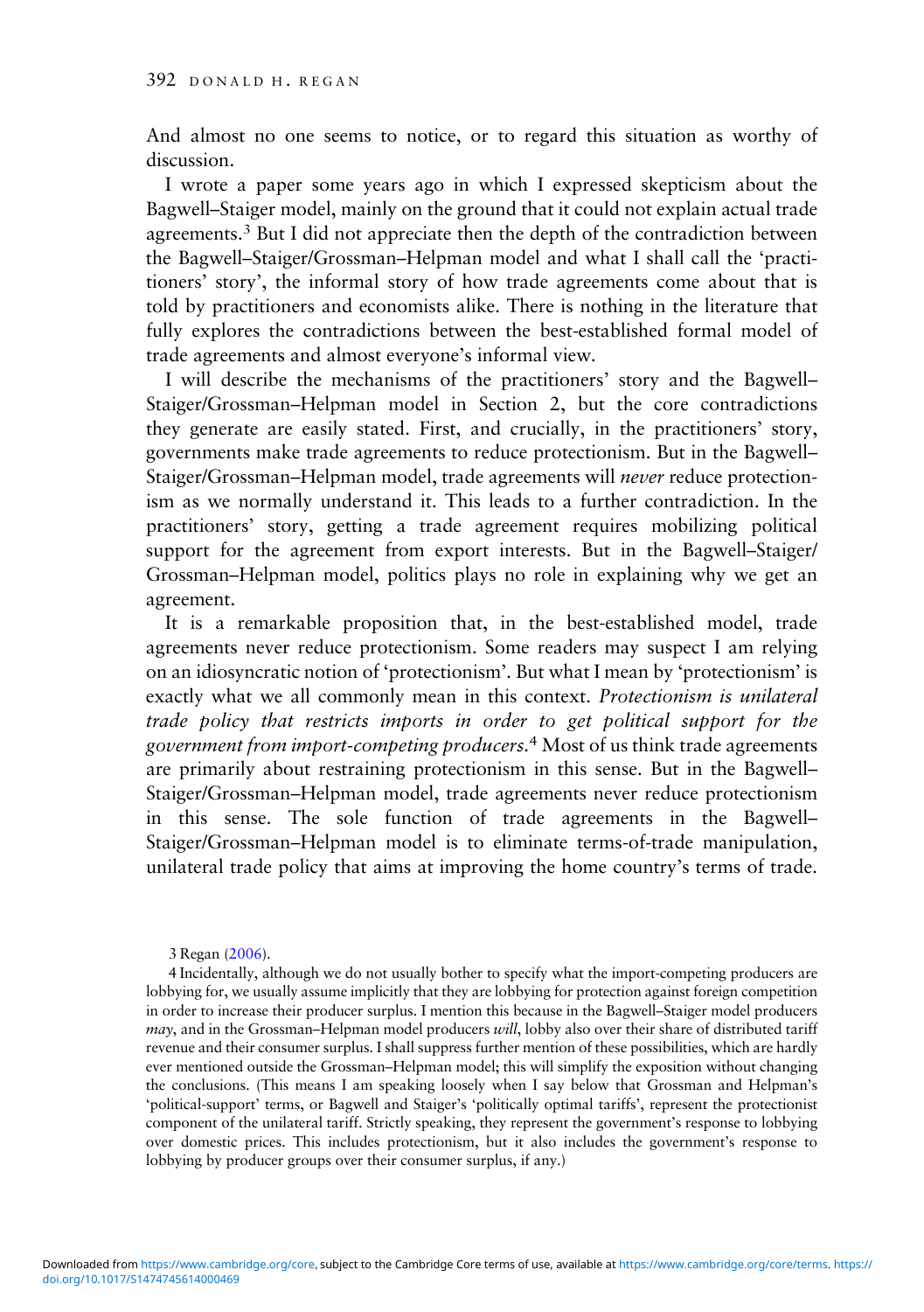And almost no one seems to notice, or to regard this situation as worthy of discussion.

I wrote a paper some years ago in which I expressed skepticism about the Bagwell–Staiger model, mainly on the ground that it could not explain actual trade agreements.[3] But I did not appreciate then the depth of the contradiction between the Bagwell–Staiger/Grossman–Helpman model and what I shall call the 'practitioners' story', the informal story of how trade agreements come about that is told by practitioners and economists alike. There is nothing in the literature that fully explores the contradictions between the best-established formal model of trade agreements and almost everyone's informal view.

I will describe the mechanisms of the practitioners' story and the Bagwell–Staiger/Grossman–Helpman model in Section 2, but the core contradictions they generate are easily stated. First, and crucially, in the practitioners' story, governments make trade agreements to reduce protectionism. But in the Bagwell–Staiger/Grossman–Helpman model, trade agreements will *never* reduce protectionism as we normally understand it. This leads to a further contradiction. In the practitioners' story, getting a trade agreement requires mobilizing political support for the agreement from export interests. But in the Bagwell–Staiger/Grossman–Helpman model, politics plays no role in explaining why we get an agreement.

It is a remarkable proposition that, in the best-established model, trade agreements never reduce protectionism. Some readers may suspect I am relying on an idiosyncratic notion of 'protectionism'. But what I mean by 'protectionism' is exactly what we all commonly mean in this context. *Protectionism is unilateral trade policy that restricts imports in order to get political support for the government from import-competing producers.*[4] Most of us think trade agreements are primarily about restraining protectionism in this sense. But in the Bagwell–Staiger/Grossman–Helpman model, trade agreements never reduce protectionism in this sense. The sole function of trade agreements in the Bagwell–Staiger/Grossman–Helpman model is to eliminate terms-of-trade manipulation, unilateral trade policy that aims at improving the home country's terms of trade.

3 Regan (2006).

4 Incidentally, although we do not usually bother to specify what the import-competing producers are lobbying for, we usually assume implicitly that they are lobbying for protection against foreign competition in order to increase their producer surplus. I mention this because in the Bagwell–Staiger model producers *may*, and in the Grossman–Helpman model producers *will*, lobby also over their share of distributed tariff revenue and their consumer surplus. I shall suppress further mention of these possibilities, which are hardly ever mentioned outside the Grossman–Helpman model; this will simplify the exposition without changing the conclusions. (This means I am speaking loosely when I say below that Grossman and Helpman's 'political-support' terms, or Bagwell and Staiger's 'politically optimal tariffs', represent the protectionist component of the unilateral tariff. Strictly speaking, they represent the government's response to lobbying over domestic prices. This includes protectionism, but it also includes the government's response to lobbying by producer groups over their consumer surplus, if any.)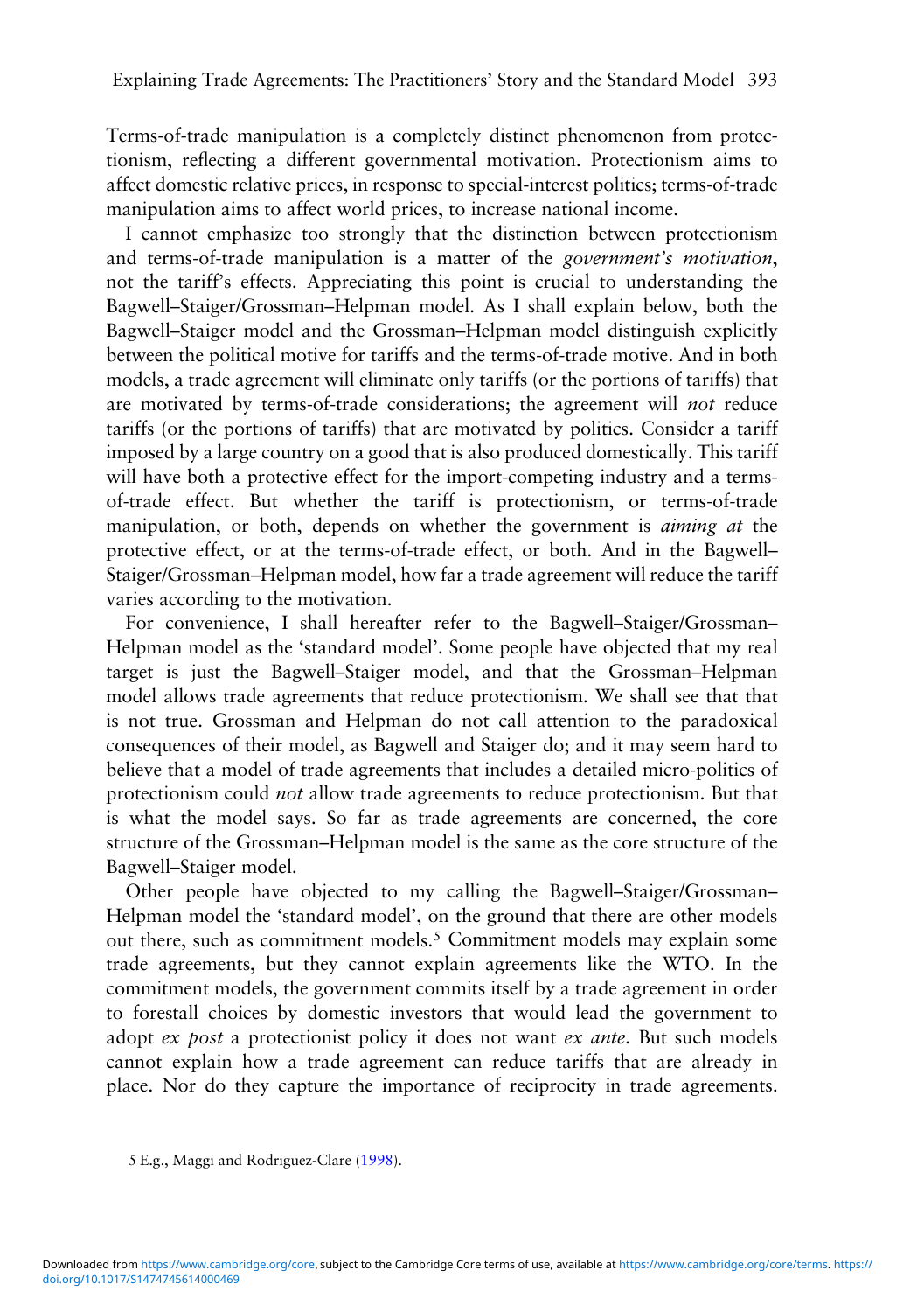Terms-of-trade manipulation is a completely distinct phenomenon from protectionism, reflecting a different governmental motivation. Protectionism aims to affect domestic relative prices, in response to special-interest politics; terms-of-trade manipulation aims to affect world prices, to increase national income.

I cannot emphasize too strongly that the distinction between protectionism and terms-of-trade manipulation is a matter of the *government's motivation*, not the tariff's effects. Appreciating this point is crucial to understanding the Bagwell–Staiger/Grossman–Helpman model. As I shall explain below, both the Bagwell–Staiger model and the Grossman–Helpman model distinguish explicitly between the political motive for tariffs and the terms-of-trade motive. And in both models, a trade agreement will eliminate only tariffs (or the portions of tariffs) that are motivated by terms-of-trade considerations; the agreement will *not* reduce tariffs (or the portions of tariffs) that are motivated by politics. Consider a tariff imposed by a large country on a good that is also produced domestically. This tariff will have both a protective effect for the import-competing industry and a terms-of-trade effect. But whether the tariff is protectionism, or terms-of-trade manipulation, or both, depends on whether the government is *aiming at* the protective effect, or at the terms-of-trade effect, or both. And in the Bagwell–Staiger/Grossman–Helpman model, how far a trade agreement will reduce the tariff varies according to the motivation.

For convenience, I shall hereafter refer to the Bagwell–Staiger/Grossman–Helpman model as the 'standard model'. Some people have objected that my real target is just the Bagwell–Staiger model, and that the Grossman–Helpman model allows trade agreements that reduce protectionism. We shall see that that is not true. Grossman and Helpman do not call attention to the paradoxical consequences of their model, as Bagwell and Staiger do; and it may seem hard to believe that a model of trade agreements that includes a detailed micro-politics of protectionism could *not* allow trade agreements to reduce protectionism. But that is what the model says. So far as trade agreements are concerned, the core structure of the Grossman–Helpman model is the same as the core structure of the Bagwell–Staiger model.

Other people have objected to my calling the Bagwell–Staiger/Grossman–Helpman model the 'standard model', on the ground that there are other models out there, such as commitment models.[5] Commitment models may explain some trade agreements, but they cannot explain agreements like the WTO. In the commitment models, the government commits itself by a trade agreement in order to forestall choices by domestic investors that would lead the government to adopt *ex post* a protectionist policy it does not want *ex ante*. But such models cannot explain how a trade agreement can reduce tariffs that are already in place. Nor do they capture the importance of reciprocity in trade agreements.

5 E.g., Maggi and Rodriguez-Clare (1998).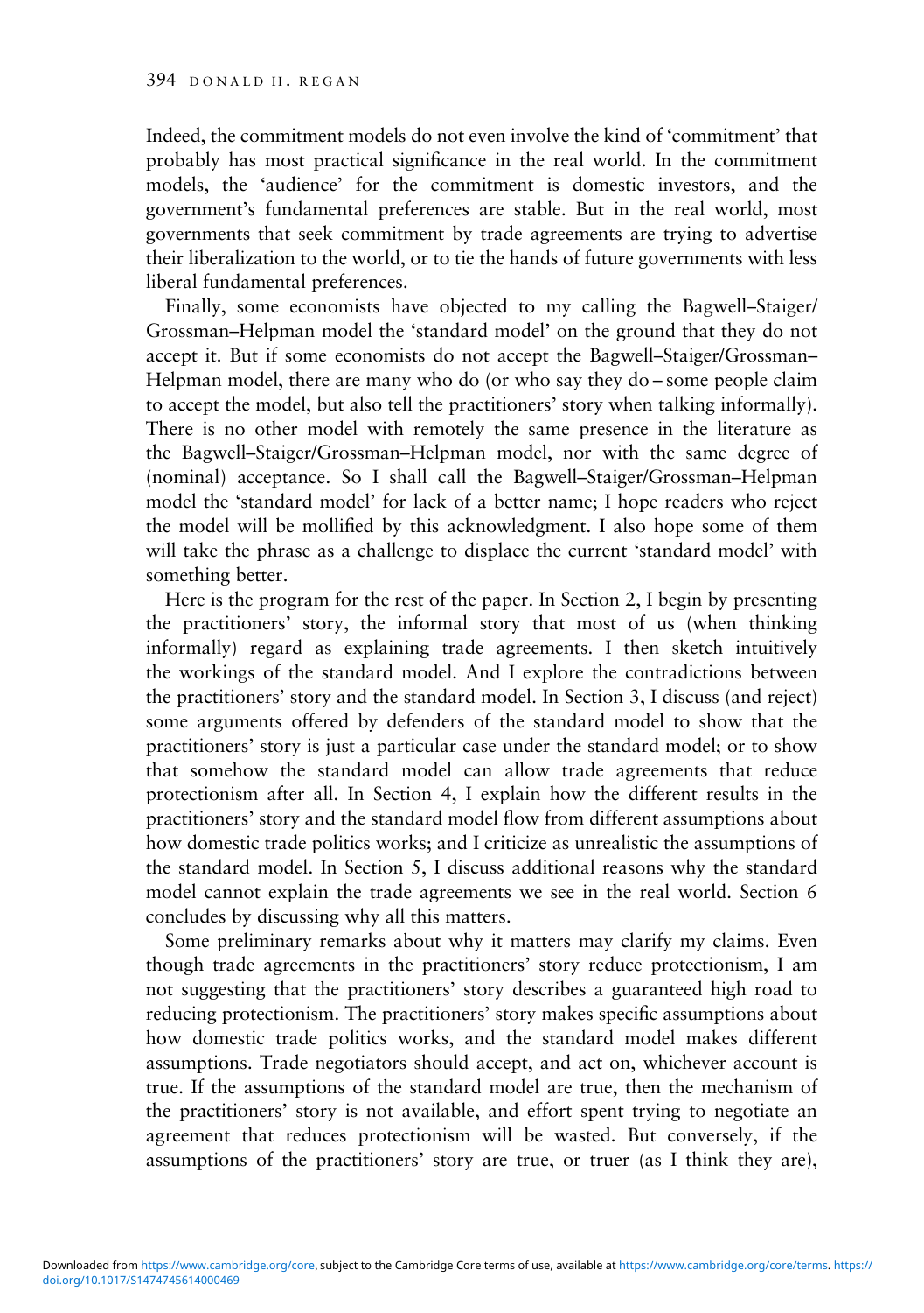Indeed, the commitment models do not even involve the kind of 'commitment' that probably has most practical significance in the real world. In the commitment models, the 'audience' for the commitment is domestic investors, and the government's fundamental preferences are stable. But in the real world, most governments that seek commitment by trade agreements are trying to advertise their liberalization to the world, or to tie the hands of future governments with less liberal fundamental preferences.

Finally, some economists have objected to my calling the Bagwell–Staiger/Grossman–Helpman model the 'standard model' on the ground that they do not accept it. But if some economists do not accept the Bagwell–Staiger/Grossman–Helpman model, there are many who do (or who say they do – some people claim to accept the model, but also tell the practitioners' story when talking informally). There is no other model with remotely the same presence in the literature as the Bagwell–Staiger/Grossman–Helpman model, nor with the same degree of (nominal) acceptance. So I shall call the Bagwell–Staiger/Grossman–Helpman model the 'standard model' for lack of a better name; I hope readers who reject the model will be mollified by this acknowledgment. I also hope some of them will take the phrase as a challenge to displace the current 'standard model' with something better.

Here is the program for the rest of the paper. In Section 2, I begin by presenting the practitioners' story, the informal story that most of us (when thinking informally) regard as explaining trade agreements. I then sketch intuitively the workings of the standard model. And I explore the contradictions between the practitioners' story and the standard model. In Section 3, I discuss (and reject) some arguments offered by defenders of the standard model to show that the practitioners' story is just a particular case under the standard model; or to show that somehow the standard model can allow trade agreements that reduce protectionism after all. In Section 4, I explain how the different results in the practitioners' story and the standard model flow from different assumptions about how domestic trade politics works; and I criticize as unrealistic the assumptions of the standard model. In Section 5, I discuss additional reasons why the standard model cannot explain the trade agreements we see in the real world. Section 6 concludes by discussing why all this matters.

Some preliminary remarks about why it matters may clarify my claims. Even though trade agreements in the practitioners' story reduce protectionism, I am not suggesting that the practitioners' story describes a guaranteed high road to reducing protectionism. The practitioners' story makes specific assumptions about how domestic trade politics works, and the standard model makes different assumptions. Trade negotiators should accept, and act on, whichever account is true. If the assumptions of the standard model are true, then the mechanism of the practitioners' story is not available, and effort spent trying to negotiate an agreement that reduces protectionism will be wasted. But conversely, if the assumptions of the practitioners' story are true, or truer (as I think they are),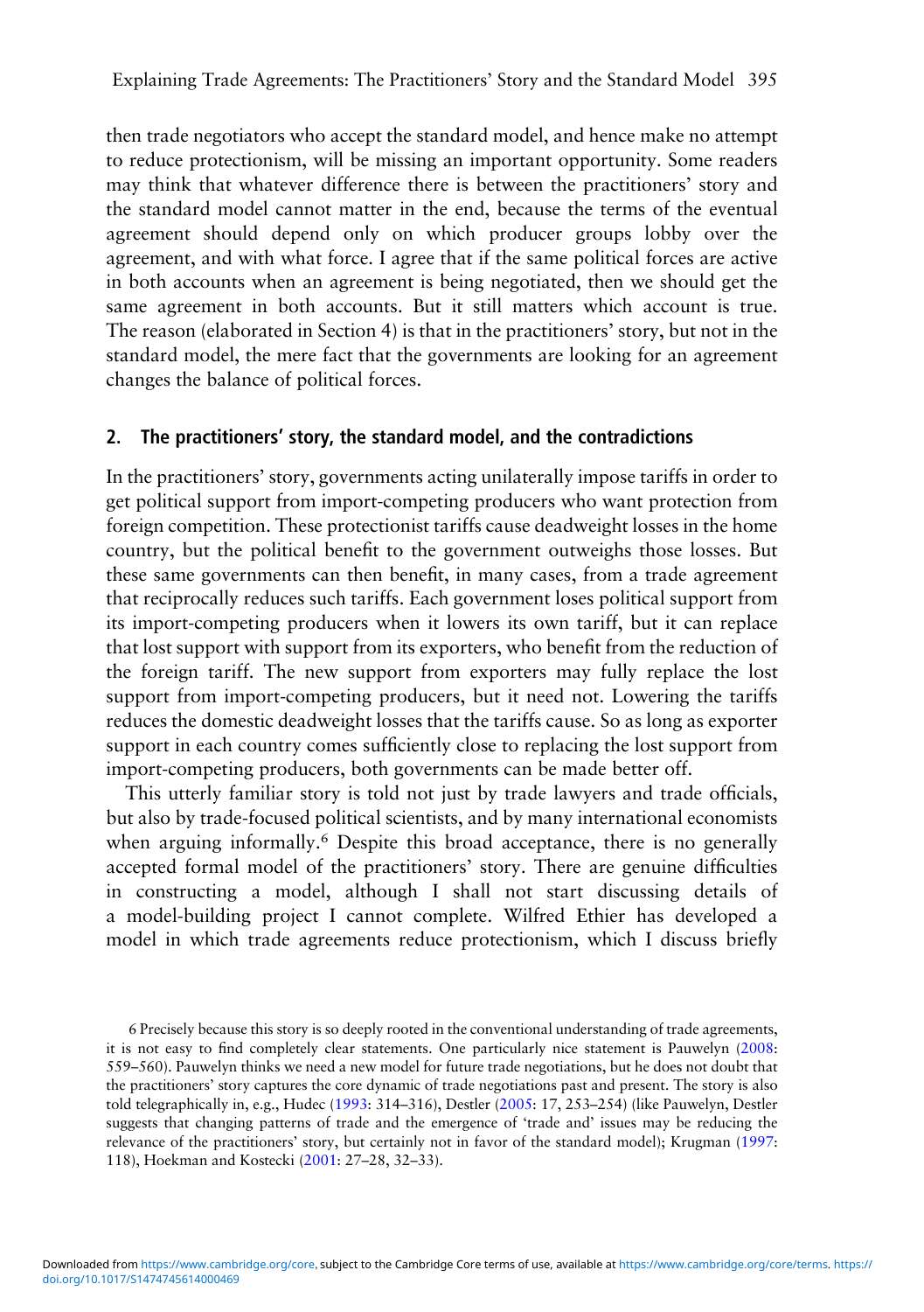then trade negotiators who accept the standard model, and hence make no attempt to reduce protectionism, will be missing an important opportunity. Some readers may think that whatever difference there is between the practitioners' story and the standard model cannot matter in the end, because the terms of the eventual agreement should depend only on which producer groups lobby over the agreement, and with what force. I agree that if the same political forces are active in both accounts when an agreement is being negotiated, then we should get the same agreement in both accounts. But it still matters which account is true. The reason (elaborated in Section 4) is that in the practitioners' story, but not in the standard model, the mere fact that the governments are looking for an agreement changes the balance of political forces.

## 2. The practitioners' story, the standard model, and the contradictions

In the practitioners' story, governments acting unilaterally impose tariffs in order to get political support from import-competing producers who want protection from foreign competition. These protectionist tariffs cause deadweight losses in the home country, but the political benefit to the government outweighs those losses. But these same governments can then benefit, in many cases, from a trade agreement that reciprocally reduces such tariffs. Each government loses political support from its import-competing producers when it lowers its own tariff, but it can replace that lost support with support from its exporters, who benefit from the reduction of the foreign tariff. The new support from exporters may fully replace the lost support from import-competing producers, but it need not. Lowering the tariffs reduces the domestic deadweight losses that the tariffs cause. So as long as exporter support in each country comes sufficiently close to replacing the lost support from import-competing producers, both governments can be made better off.

This utterly familiar story is told not just by trade lawyers and trade officials, but also by trade-focused political scientists, and by many international economists when arguing informally.[6] Despite this broad acceptance, there is no generally accepted formal model of the practitioners' story. There are genuine difficulties in constructing a model, although I shall not start discussing details of a model-building project I cannot complete. Wilfred Ethier has developed a model in which trade agreements reduce protectionism, which I discuss briefly

6 Precisely because this story is so deeply rooted in the conventional understanding of trade agreements, it is not easy to find completely clear statements. One particularly nice statement is Pauwelyn (2008: 559–560). Pauwelyn thinks we need a new model for future trade negotiations, but he does not doubt that the practitioners' story captures the core dynamic of trade negotiations past and present. The story is also told telegraphically in, e.g., Hudec (1993: 314–316), Destler (2005: 17, 253–254) (like Pauwelyn, Destler suggests that changing patterns of trade and the emergence of 'trade and' issues may be reducing the relevance of the practitioners' story, but certainly not in favor of the standard model); Krugman (1997: 118), Hoekman and Kostecki (2001: 27–28, 32–33).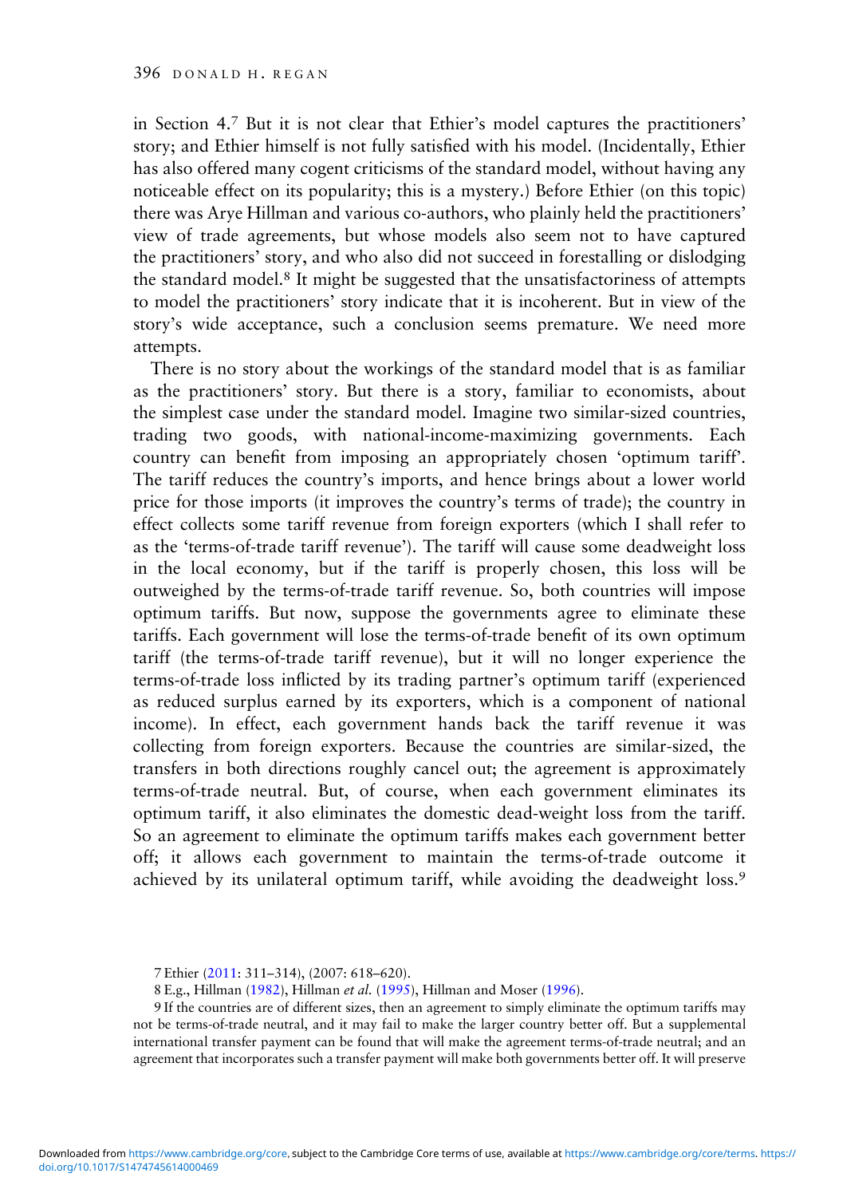in Section 4.[7] But it is not clear that Ethier's model captures the practitioners' story; and Ethier himself is not fully satisfied with his model. (Incidentally, Ethier has also offered many cogent criticisms of the standard model, without having any noticeable effect on its popularity; this is a mystery.) Before Ethier (on this topic) there was Arye Hillman and various co-authors, who plainly held the practitioners' view of trade agreements, but whose models also seem not to have captured the practitioners' story, and who also did not succeed in forestalling or dislodging the standard model.[8] It might be suggested that the unsatisfactoriness of attempts to model the practitioners' story indicate that it is incoherent. But in view of the story's wide acceptance, such a conclusion seems premature. We need more attempts.

There is no story about the workings of the standard model that is as familiar as the practitioners' story. But there is a story, familiar to economists, about the simplest case under the standard model. Imagine two similar-sized countries, trading two goods, with national-income-maximizing governments. Each country can benefit from imposing an appropriately chosen 'optimum tariff'. The tariff reduces the country's imports, and hence brings about a lower world price for those imports (it improves the country's terms of trade); the country in effect collects some tariff revenue from foreign exporters (which I shall refer to as the 'terms-of-trade tariff revenue'). The tariff will cause some deadweight loss in the local economy, but if the tariff is properly chosen, this loss will be outweighed by the terms-of-trade tariff revenue. So, both countries will impose optimum tariffs. But now, suppose the governments agree to eliminate these tariffs. Each government will lose the terms-of-trade benefit of its own optimum tariff (the terms-of-trade tariff revenue), but it will no longer experience the terms-of-trade loss inflicted by its trading partner's optimum tariff (experienced as reduced surplus earned by its exporters, which is a component of national income). In effect, each government hands back the tariff revenue it was collecting from foreign exporters. Because the countries are similar-sized, the transfers in both directions roughly cancel out; the agreement is approximately terms-of-trade neutral. But, of course, when each government eliminates its optimum tariff, it also eliminates the domestic dead-weight loss from the tariff. So an agreement to eliminate the optimum tariffs makes each government better off; it allows each government to maintain the terms-of-trade outcome it achieved by its unilateral optimum tariff, while avoiding the deadweight loss.[9]

7 Ethier (2011: 311–314), (2007: 618–620).

8 E.g., Hillman (1982), Hillman *et al.* (1995), Hillman and Moser (1996).

9 If the countries are of different sizes, then an agreement to simply eliminate the optimum tariffs may not be terms-of-trade neutral, and it may fail to make the larger country better off. But a supplemental international transfer payment can be found that will make the agreement terms-of-trade neutral; and an agreement that incorporates such a transfer payment will make both governments better off. It will preserve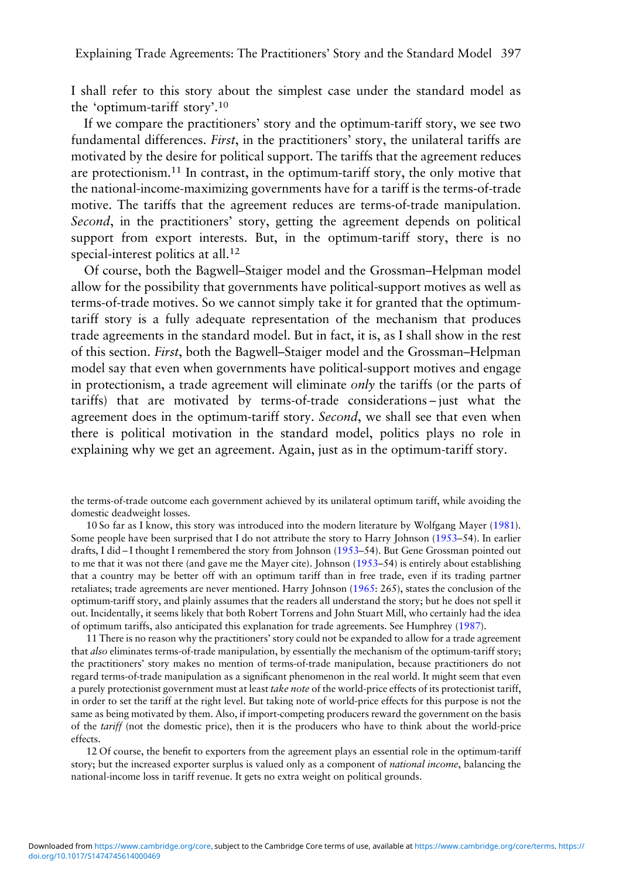I shall refer to this story about the simplest case under the standard model as the 'optimum-tariff story'.[10]

If we compare the practitioners' story and the optimum-tariff story, we see two fundamental differences. *First*, in the practitioners' story, the unilateral tariffs are motivated by the desire for political support. The tariffs that the agreement reduces are protectionism.[11] In contrast, in the optimum-tariff story, the only motive that the national-income-maximizing governments have for a tariff is the terms-of-trade motive. The tariffs that the agreement reduces are terms-of-trade manipulation. *Second*, in the practitioners' story, getting the agreement depends on political support from export interests. But, in the optimum-tariff story, there is no special-interest politics at all.[12]

Of course, both the Bagwell–Staiger model and the Grossman–Helpman model allow for the possibility that governments have political-support motives as well as terms-of-trade motives. So we cannot simply take it for granted that the optimum-tariff story is a fully adequate representation of the mechanism that produces trade agreements in the standard model. But in fact, it is, as I shall show in the rest of this section. *First*, both the Bagwell–Staiger model and the Grossman–Helpman model say that even when governments have political-support motives and engage in protectionism, a trade agreement will eliminate *only* the tariffs (or the parts of tariffs) that are motivated by terms-of-trade considerations – just what the agreement does in the optimum-tariff story. *Second*, we shall see that even when there is political motivation in the standard model, politics plays no role in explaining why we get an agreement. Again, just as in the optimum-tariff story.

the terms-of-trade outcome each government achieved by its unilateral optimum tariff, while avoiding the domestic deadweight losses.

10 So far as I know, this story was introduced into the modern literature by Wolfgang Mayer (1981). Some people have been surprised that I do not attribute the story to Harry Johnson (1953–54). In earlier drafts, I did – I thought I remembered the story from Johnson (1953–54). But Gene Grossman pointed out to me that it was not there (and gave me the Mayer cite). Johnson (1953–54) is entirely about establishing that a country may be better off with an optimum tariff than in free trade, even if its trading partner retaliates; trade agreements are never mentioned. Harry Johnson (1965: 265), states the conclusion of the optimum-tariff story, and plainly assumes that the readers all understand the story; but he does not spell it out. Incidentally, it seems likely that both Robert Torrens and John Stuart Mill, who certainly had the idea of optimum tariffs, also anticipated this explanation for trade agreements. See Humphrey (1987).

11 There is no reason why the practitioners' story could not be expanded to allow for a trade agreement that *also* eliminates terms-of-trade manipulation, by essentially the mechanism of the optimum-tariff story; the practitioners' story makes no mention of terms-of-trade manipulation, because practitioners do not regard terms-of-trade manipulation as a significant phenomenon in the real world. It might seem that even a purely protectionist government must at least *take note* of the world-price effects of its protectionist tariff, in order to set the tariff at the right level. But taking note of world-price effects for this purpose is not the same as being motivated by them. Also, if import-competing producers reward the government on the basis of the *tariff* (not the domestic price), then it is the producers who have to think about the world-price effects.

12 Of course, the benefit to exporters from the agreement plays an essential role in the optimum-tariff story; but the increased exporter surplus is valued only as a component of *national income*, balancing the national-income loss in tariff revenue. It gets no extra weight on political grounds.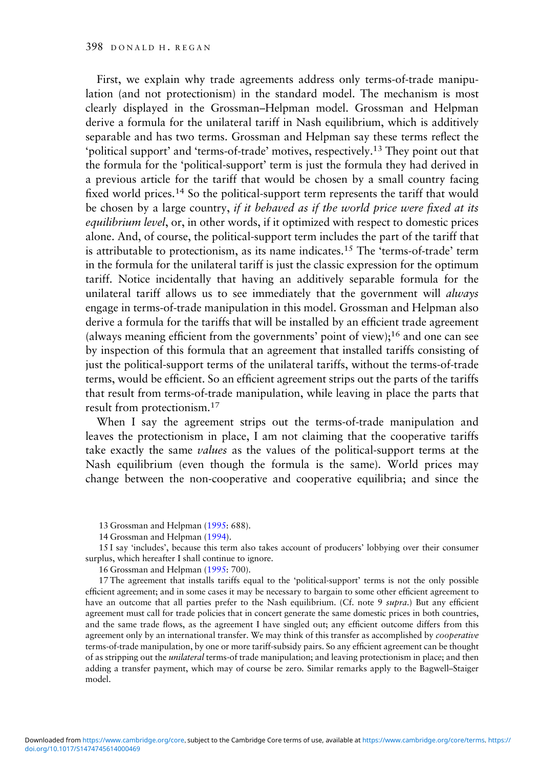First, we explain why trade agreements address only terms-of-trade manipulation (and not protectionism) in the standard model. The mechanism is most clearly displayed in the Grossman–Helpman model. Grossman and Helpman derive a formula for the unilateral tariff in Nash equilibrium, which is additively separable and has two terms. Grossman and Helpman say these terms reflect the 'political support' and 'terms-of-trade' motives, respectively.[13] They point out that the formula for the 'political-support' term is just the formula they had derived in a previous article for the tariff that would be chosen by a small country facing fixed world prices.[14] So the political-support term represents the tariff that would be chosen by a large country, *if it behaved as if the world price were fixed at its equilibrium level*, or, in other words, if it optimized with respect to domestic prices alone. And, of course, the political-support term includes the part of the tariff that is attributable to protectionism, as its name indicates.[15] The 'terms-of-trade' term in the formula for the unilateral tariff is just the classic expression for the optimum tariff. Notice incidentally that having an additively separable formula for the unilateral tariff allows us to see immediately that the government will *always* engage in terms-of-trade manipulation in this model. Grossman and Helpman also derive a formula for the tariffs that will be installed by an efficient trade agreement (always meaning efficient from the governments' point of view);[16] and one can see by inspection of this formula that an agreement that installed tariffs consisting of just the political-support terms of the unilateral tariffs, without the terms-of-trade terms, would be efficient. So an efficient agreement strips out the parts of the tariffs that result from terms-of-trade manipulation, while leaving in place the parts that result from protectionism.[17]

When I say the agreement strips out the terms-of-trade manipulation and leaves the protectionism in place, I am not claiming that the cooperative tariffs take exactly the same *values* as the values of the political-support terms at the Nash equilibrium (even though the formula is the same). World prices may change between the non-cooperative and cooperative equilibria; and since the

13 Grossman and Helpman (1995: 688).

14 Grossman and Helpman (1994).

15 I say 'includes', because this term also takes account of producers' lobbying over their consumer surplus, which hereafter I shall continue to ignore.

16 Grossman and Helpman (1995: 700).

17 The agreement that installs tariffs equal to the 'political-support' terms is not the only possible efficient agreement; and in some cases it may be necessary to bargain to some other efficient agreement to have an outcome that all parties prefer to the Nash equilibrium. (Cf. note 9 *supra*.) But any efficient agreement must call for trade policies that in concert generate the same domestic prices in both countries, and the same trade flows, as the agreement I have singled out; any efficient outcome differs from this agreement only by an international transfer. We may think of this transfer as accomplished by *cooperative* terms-of-trade manipulation, by one or more tariff-subsidy pairs. So any efficient agreement can be thought of as stripping out the *unilateral* terms-of trade manipulation; and leaving protectionism in place; and then adding a transfer payment, which may of course be zero. Similar remarks apply to the Bagwell–Staiger model.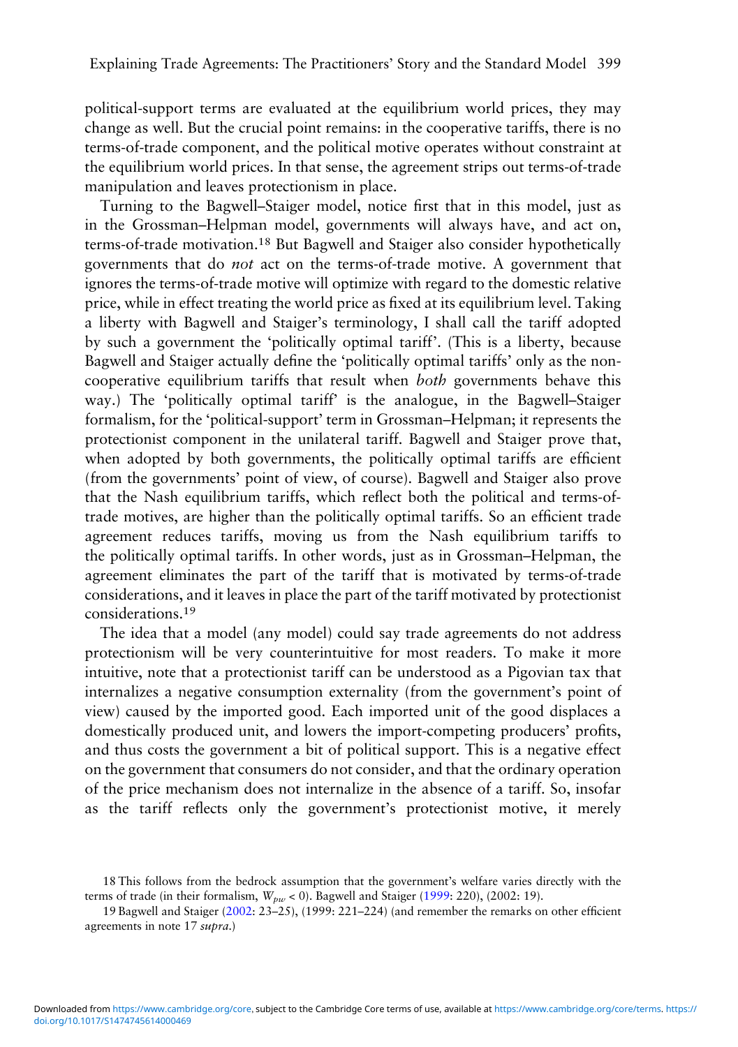political-support terms are evaluated at the equilibrium world prices, they may change as well. But the crucial point remains: in the cooperative tariffs, there is no terms-of-trade component, and the political motive operates without constraint at the equilibrium world prices. In that sense, the agreement strips out terms-of-trade manipulation and leaves protectionism in place.

Turning to the Bagwell–Staiger model, notice first that in this model, just as in the Grossman–Helpman model, governments will always have, and act on, terms-of-trade motivation.[18] But Bagwell and Staiger also consider hypothetically governments that do *not* act on the terms-of-trade motive. A government that ignores the terms-of-trade motive will optimize with regard to the domestic relative price, while in effect treating the world price as fixed at its equilibrium level. Taking a liberty with Bagwell and Staiger's terminology, I shall call the tariff adopted by such a government the 'politically optimal tariff'. (This is a liberty, because Bagwell and Staiger actually define the 'politically optimal tariffs' only as the non-cooperative equilibrium tariffs that result when *both* governments behave this way.) The 'politically optimal tariff' is the analogue, in the Bagwell–Staiger formalism, for the 'political-support' term in Grossman–Helpman; it represents the protectionist component in the unilateral tariff. Bagwell and Staiger prove that, when adopted by both governments, the politically optimal tariffs are efficient (from the governments' point of view, of course). Bagwell and Staiger also prove that the Nash equilibrium tariffs, which reflect both the political and terms-of-trade motives, are higher than the politically optimal tariffs. So an efficient trade agreement reduces tariffs, moving us from the Nash equilibrium tariffs to the politically optimal tariffs. In other words, just as in Grossman–Helpman, the agreement eliminates the part of the tariff that is motivated by terms-of-trade considerations, and it leaves in place the part of the tariff motivated by protectionist considerations.[19]

The idea that a model (any model) could say trade agreements do not address protectionism will be very counterintuitive for most readers. To make it more intuitive, note that a protectionist tariff can be understood as a Pigovian tax that internalizes a negative consumption externality (from the government's point of view) caused by the imported good. Each imported unit of the good displaces a domestically produced unit, and lowers the import-competing producers' profits, and thus costs the government a bit of political support. This is a negative effect on the government that consumers do not consider, and that the ordinary operation of the price mechanism does not internalize in the absence of a tariff. So, insofar as the tariff reflects only the government's protectionist motive, it merely

18 This follows from the bedrock assumption that the government's welfare varies directly with the terms of trade (in their formalism, $W_{pw} < 0$). Bagwell and Staiger (1999: 220), (2002: 19).

19 Bagwell and Staiger (2002: 23–25), (1999: 221–224) (and remember the remarks on other efficient agreements in note 17 *supra*.)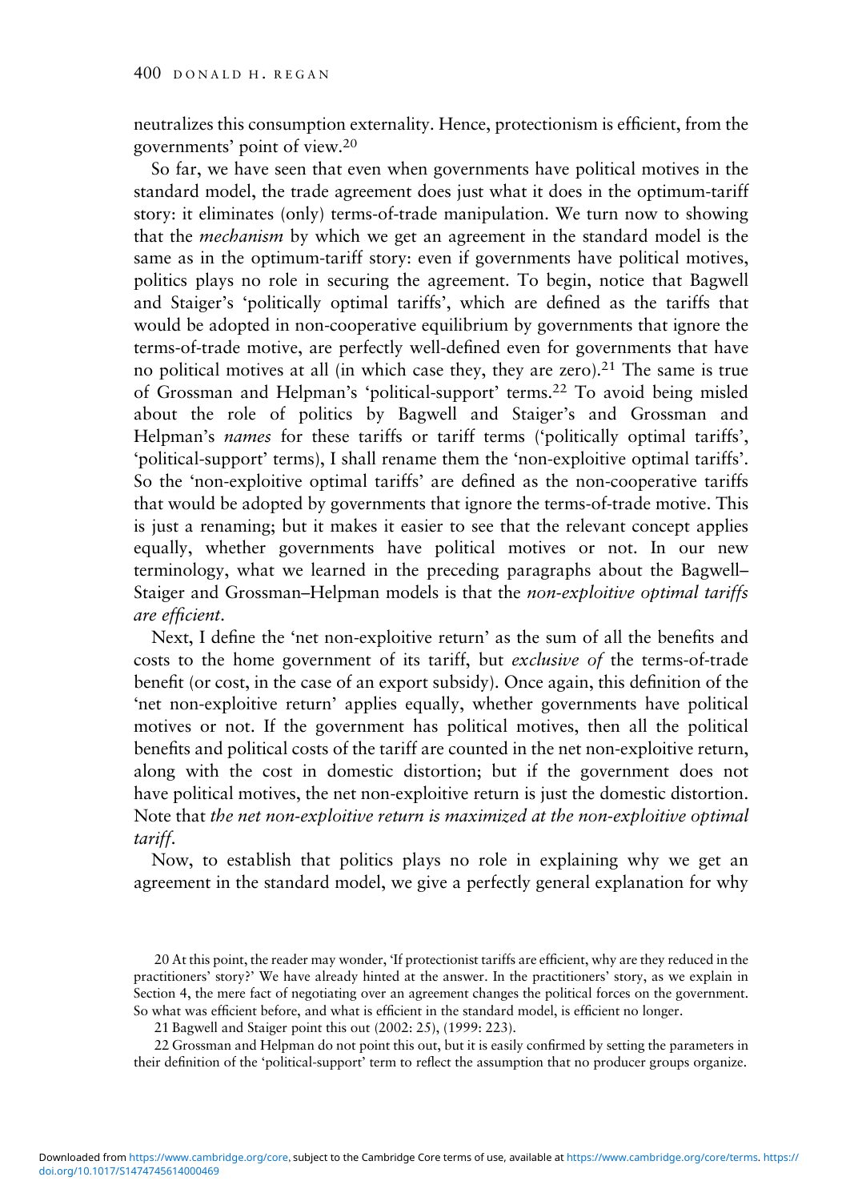neutralizes this consumption externality. Hence, protectionism is efficient, from the governments' point of view.[20]

So far, we have seen that even when governments have political motives in the standard model, the trade agreement does just what it does in the optimum-tariff story: it eliminates (only) terms-of-trade manipulation. We turn now to showing that the *mechanism* by which we get an agreement in the standard model is the same as in the optimum-tariff story: even if governments have political motives, politics plays no role in securing the agreement. To begin, notice that Bagwell and Staiger's 'politically optimal tariffs', which are defined as the tariffs that would be adopted in non-cooperative equilibrium by governments that ignore the terms-of-trade motive, are perfectly well-defined even for governments that have no political motives at all (in which case they, they are zero).[21] The same is true of Grossman and Helpman's 'political-support' terms.[22] To avoid being misled about the role of politics by Bagwell and Staiger's and Grossman and Helpman's *names* for these tariffs or tariff terms ('politically optimal tariffs', 'political-support' terms), I shall rename them the 'non-exploitive optimal tariffs'. So the 'non-exploitive optimal tariffs' are defined as the non-cooperative tariffs that would be adopted by governments that ignore the terms-of-trade motive. This is just a renaming; but it makes it easier to see that the relevant concept applies equally, whether governments have political motives or not. In our new terminology, what we learned in the preceding paragraphs about the Bagwell–Staiger and Grossman–Helpman models is that the *non-exploitive optimal tariffs are efficient*.

Next, I define the 'net non-exploitive return' as the sum of all the benefits and costs to the home government of its tariff, but *exclusive of* the terms-of-trade benefit (or cost, in the case of an export subsidy). Once again, this definition of the 'net non-exploitive return' applies equally, whether governments have political motives or not. If the government has political motives, then all the political benefits and political costs of the tariff are counted in the net non-exploitive return, along with the cost in domestic distortion; but if the government does not have political motives, the net non-exploitive return is just the domestic distortion. Note that *the net non-exploitive return is maximized at the non-exploitive optimal tariff*.

Now, to establish that politics plays no role in explaining why we get an agreement in the standard model, we give a perfectly general explanation for why

20 At this point, the reader may wonder, 'If protectionist tariffs are efficient, why are they reduced in the practitioners' story?' We have already hinted at the answer. In the practitioners' story, as we explain in Section 4, the mere fact of negotiating over an agreement changes the political forces on the government. So what was efficient before, and what is efficient in the standard model, is efficient no longer.

21 Bagwell and Staiger point this out (2002: 25), (1999: 223).

22 Grossman and Helpman do not point this out, but it is easily confirmed by setting the parameters in their definition of the 'political-support' term to reflect the assumption that no producer groups organize.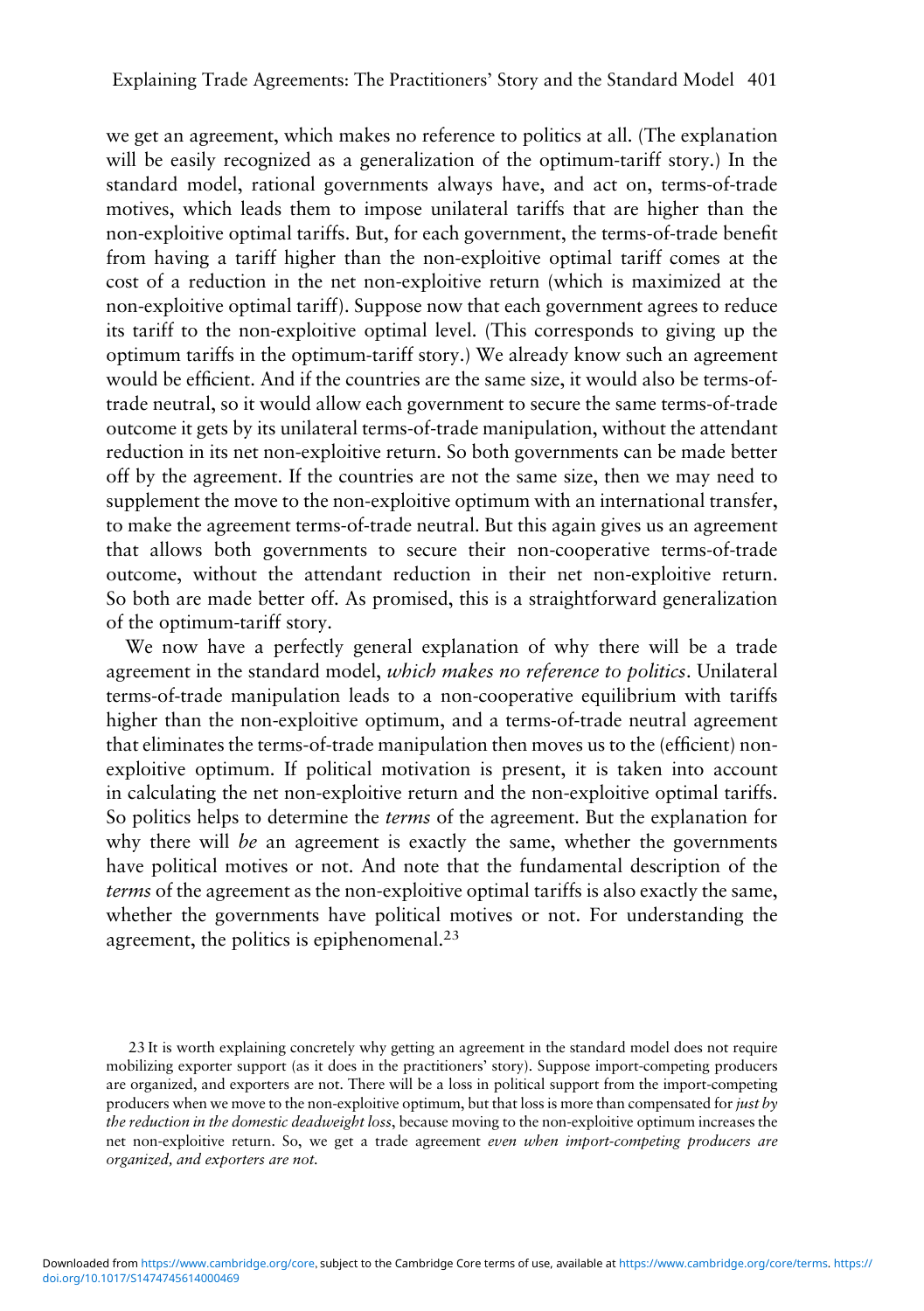we get an agreement, which makes no reference to politics at all. (The explanation will be easily recognized as a generalization of the optimum-tariff story.) In the standard model, rational governments always have, and act on, terms-of-trade motives, which leads them to impose unilateral tariffs that are higher than the non-exploitive optimal tariffs. But, for each government, the terms-of-trade benefit from having a tariff higher than the non-exploitive optimal tariff comes at the cost of a reduction in the net non-exploitive return (which is maximized at the non-exploitive optimal tariff). Suppose now that each government agrees to reduce its tariff to the non-exploitive optimal level. (This corresponds to giving up the optimum tariffs in the optimum-tariff story.) We already know such an agreement would be efficient. And if the countries are the same size, it would also be terms-of-trade neutral, so it would allow each government to secure the same terms-of-trade outcome it gets by its unilateral terms-of-trade manipulation, without the attendant reduction in its net non-exploitive return. So both governments can be made better off by the agreement. If the countries are not the same size, then we may need to supplement the move to the non-exploitive optimum with an international transfer, to make the agreement terms-of-trade neutral. But this again gives us an agreement that allows both governments to secure their non-cooperative terms-of-trade outcome, without the attendant reduction in their net non-exploitive return. So both are made better off. As promised, this is a straightforward generalization of the optimum-tariff story.

We now have a perfectly general explanation of why there will be a trade agreement in the standard model, *which makes no reference to politics*. Unilateral terms-of-trade manipulation leads to a non-cooperative equilibrium with tariffs higher than the non-exploitive optimum, and a terms-of-trade neutral agreement that eliminates the terms-of-trade manipulation then moves us to the (efficient) non-exploitive optimum. If political motivation is present, it is taken into account in calculating the net non-exploitive return and the non-exploitive optimal tariffs. So politics helps to determine the *terms* of the agreement. But the explanation for why there will *be* an agreement is exactly the same, whether the governments have political motives or not. And note that the fundamental description of the *terms* of the agreement as the non-exploitive optimal tariffs is also exactly the same, whether the governments have political motives or not. For understanding the agreement, the politics is epiphenomenal.[23]

[23] It is worth explaining concretely why getting an agreement in the standard model does not require mobilizing exporter support (as it does in the practitioners' story). Suppose import-competing producers are organized, and exporters are not. There will be a loss in political support from the import-competing producers when we move to the non-exploitive optimum, but that loss is more than compensated for *just by the reduction in the domestic deadweight loss*, because moving to the non-exploitive optimum increases the net non-exploitive return. So, we get a trade agreement *even when import-competing producers are organized, and exporters are not.*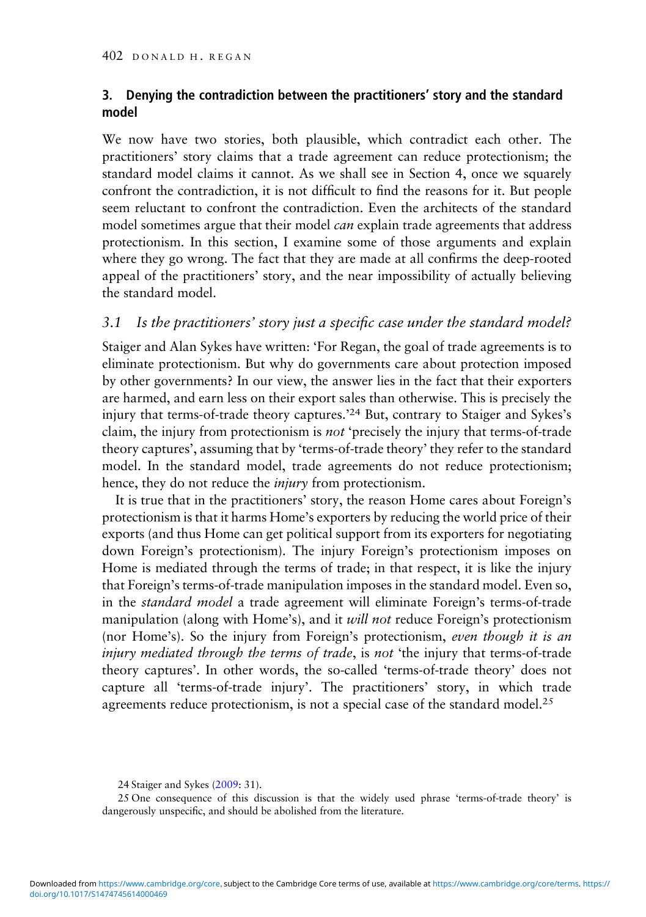## 3. Denying the contradiction between the practitioners' story and the standard model

We now have two stories, both plausible, which contradict each other. The practitioners' story claims that a trade agreement can reduce protectionism; the standard model claims it cannot. As we shall see in Section 4, once we squarely confront the contradiction, it is not difficult to find the reasons for it. But people seem reluctant to confront the contradiction. Even the architects of the standard model sometimes argue that their model *can* explain trade agreements that address protectionism. In this section, I examine some of those arguments and explain where they go wrong. The fact that they are made at all confirms the deep-rooted appeal of the practitioners' story, and the near impossibility of actually believing the standard model.

### *3.1 Is the practitioners' story just a specific case under the standard model?*

Staiger and Alan Sykes have written: 'For Regan, the goal of trade agreements is to eliminate protectionism. But why do governments care about protection imposed by other governments? In our view, the answer lies in the fact that their exporters are harmed, and earn less on their export sales than otherwise. This is precisely the injury that terms-of-trade theory captures.'[24] But, contrary to Staiger and Sykes's claim, the injury from protectionism is *not* 'precisely the injury that terms-of-trade theory captures', assuming that by 'terms-of-trade theory' they refer to the standard model. In the standard model, trade agreements do not reduce protectionism; hence, they do not reduce the *injury* from protectionism.

It is true that in the practitioners' story, the reason Home cares about Foreign's protectionism is that it harms Home's exporters by reducing the world price of their exports (and thus Home can get political support from its exporters for negotiating down Foreign's protectionism). The injury Foreign's protectionism imposes on Home is mediated through the terms of trade; in that respect, it is like the injury that Foreign's terms-of-trade manipulation imposes in the standard model. Even so, in the *standard model* a trade agreement will eliminate Foreign's terms-of-trade manipulation (along with Home's), and it *will not* reduce Foreign's protectionism (nor Home's). So the injury from Foreign's protectionism, *even though it is an injury mediated through the terms of trade*, is *not* 'the injury that terms-of-trade theory captures'. In other words, the so-called 'terms-of-trade theory' does not capture all 'terms-of-trade injury'. The practitioners' story, in which trade agreements reduce protectionism, is not a special case of the standard model.[25]

24 Staiger and Sykes (2009: 31).

25 One consequence of this discussion is that the widely used phrase 'terms-of-trade theory' is dangerously unspecific, and should be abolished from the literature.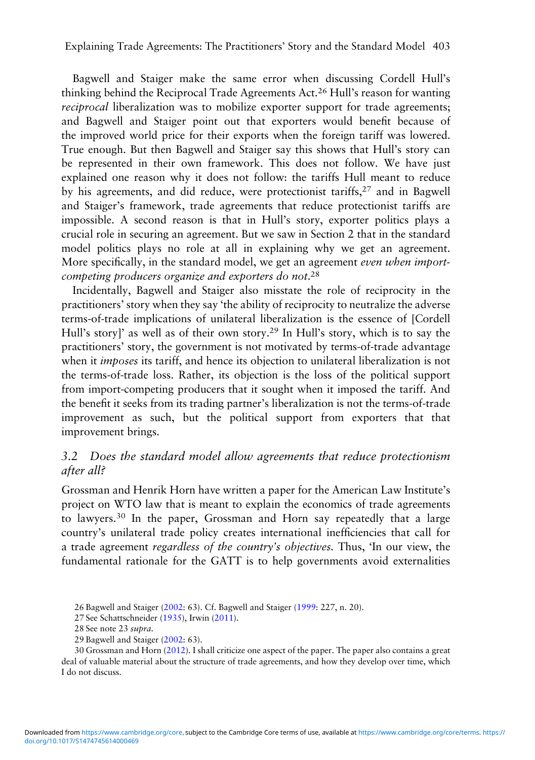Bagwell and Staiger make the same error when discussing Cordell Hull's thinking behind the Reciprocal Trade Agreements Act.[26] Hull's reason for wanting *reciprocal* liberalization was to mobilize exporter support for trade agreements; and Bagwell and Staiger point out that exporters would benefit because of the improved world price for their exports when the foreign tariff was lowered. True enough. But then Bagwell and Staiger say this shows that Hull's story can be represented in their own framework. This does not follow. We have just explained one reason why it does not follow: the tariffs Hull meant to reduce by his agreements, and did reduce, were protectionist tariffs,[27] and in Bagwell and Staiger's framework, trade agreements that reduce protectionist tariffs are impossible. A second reason is that in Hull's story, exporter politics plays a crucial role in securing an agreement. But we saw in Section 2 that in the standard model politics plays no role at all in explaining why we get an agreement. More specifically, in the standard model, we get an agreement *even when import-competing producers organize and exporters do not*.[28]

Incidentally, Bagwell and Staiger also misstate the role of reciprocity in the practitioners' story when they say 'the ability of reciprocity to neutralize the adverse terms-of-trade implications of unilateral liberalization is the essence of [Cordell Hull's story]' as well as of their own story.[29] In Hull's story, which is to say the practitioners' story, the government is not motivated by terms-of-trade advantage when it *imposes* its tariff, and hence its objection to unilateral liberalization is not the terms-of-trade loss. Rather, its objection is the loss of the political support from import-competing producers that it sought when it imposed the tariff. And the benefit it seeks from its trading partner's liberalization is not the terms-of-trade improvement as such, but the political support from exporters that that improvement brings.

### 3.2 *Does the standard model allow agreements that reduce protectionism after all?*

Grossman and Henrik Horn have written a paper for the American Law Institute's project on WTO law that is meant to explain the economics of trade agreements to lawyers.[30] In the paper, Grossman and Horn say repeatedly that a large country's unilateral trade policy creates international inefficiencies that call for a trade agreement *regardless of the country's objectives*. Thus, 'In our view, the fundamental rationale for the GATT is to help governments avoid externalities

26 Bagwell and Staiger (2002: 63). Cf. Bagwell and Staiger (1999: 227, n. 20).

27 See Schattschneider (1935), Irwin (2011).

28 See note 23 *supra*.

29 Bagwell and Staiger (2002: 63).

30 Grossman and Horn (2012). I shall criticize one aspect of the paper. The paper also contains a great deal of valuable material about the structure of trade agreements, and how they develop over time, which I do not discuss.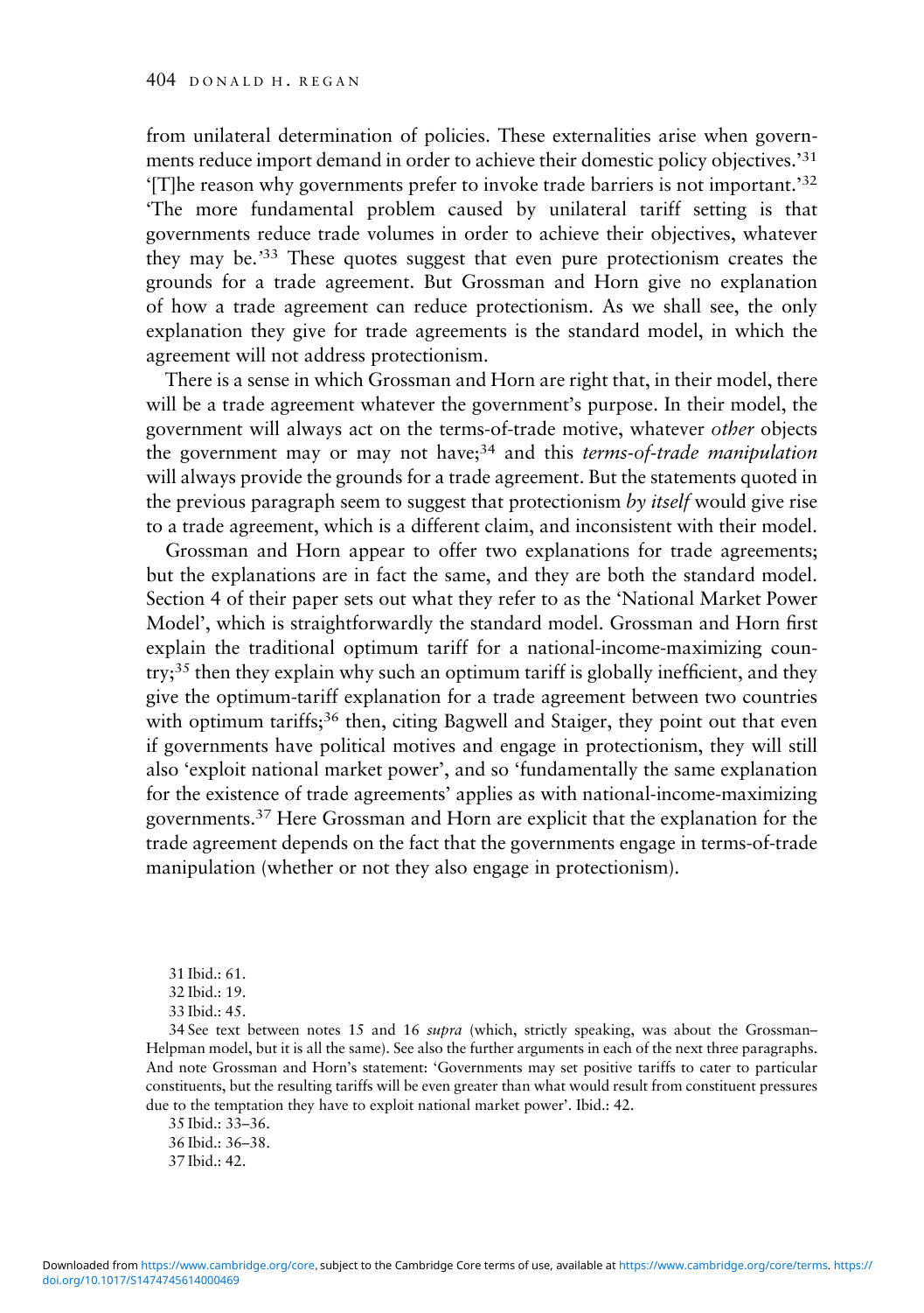from unilateral determination of policies. These externalities arise when governments reduce import demand in order to achieve their domestic policy objectives.'[31] '[T]he reason why governments prefer to invoke trade barriers is not important.'[32] 'The more fundamental problem caused by unilateral tariff setting is that governments reduce trade volumes in order to achieve their objectives, whatever they may be.'[33] These quotes suggest that even pure protectionism creates the grounds for a trade agreement. But Grossman and Horn give no explanation of how a trade agreement can reduce protectionism. As we shall see, the only explanation they give for trade agreements is the standard model, in which the agreement will not address protectionism.

There is a sense in which Grossman and Horn are right that, in their model, there will be a trade agreement whatever the government's purpose. In their model, the government will always act on the terms-of-trade motive, whatever *other* objects the government may or may not have;[34] and this *terms-of-trade manipulation* will always provide the grounds for a trade agreement. But the statements quoted in the previous paragraph seem to suggest that protectionism *by itself* would give rise to a trade agreement, which is a different claim, and inconsistent with their model.

Grossman and Horn appear to offer two explanations for trade agreements; but the explanations are in fact the same, and they are both the standard model. Section 4 of their paper sets out what they refer to as the 'National Market Power Model', which is straightforwardly the standard model. Grossman and Horn first explain the traditional optimum tariff for a national-income-maximizing country;[35] then they explain why such an optimum tariff is globally inefficient, and they give the optimum-tariff explanation for a trade agreement between two countries with optimum tariffs;[36] then, citing Bagwell and Staiger, they point out that even if governments have political motives and engage in protectionism, they will still also 'exploit national market power', and so 'fundamentally the same explanation for the existence of trade agreements' applies as with national-income-maximizing governments.[37] Here Grossman and Horn are explicit that the explanation for the trade agreement depends on the fact that the governments engage in terms-of-trade manipulation (whether or not they also engage in protectionism).

31 Ibid.: 61.

32 Ibid.: 19.

33 Ibid.: 45.

34 See text between notes 15 and 16 *supra* (which, strictly speaking, was about the Grossman–Helpman model, but it is all the same). See also the further arguments in each of the next three paragraphs. And note Grossman and Horn's statement: 'Governments may set positive tariffs to cater to particular constituents, but the resulting tariffs will be even greater than what would result from constituent pressures due to the temptation they have to exploit national market power'. Ibid.: 42.

35 Ibid.: 33–36.

36 Ibid.: 36–38.

37 Ibid.: 42.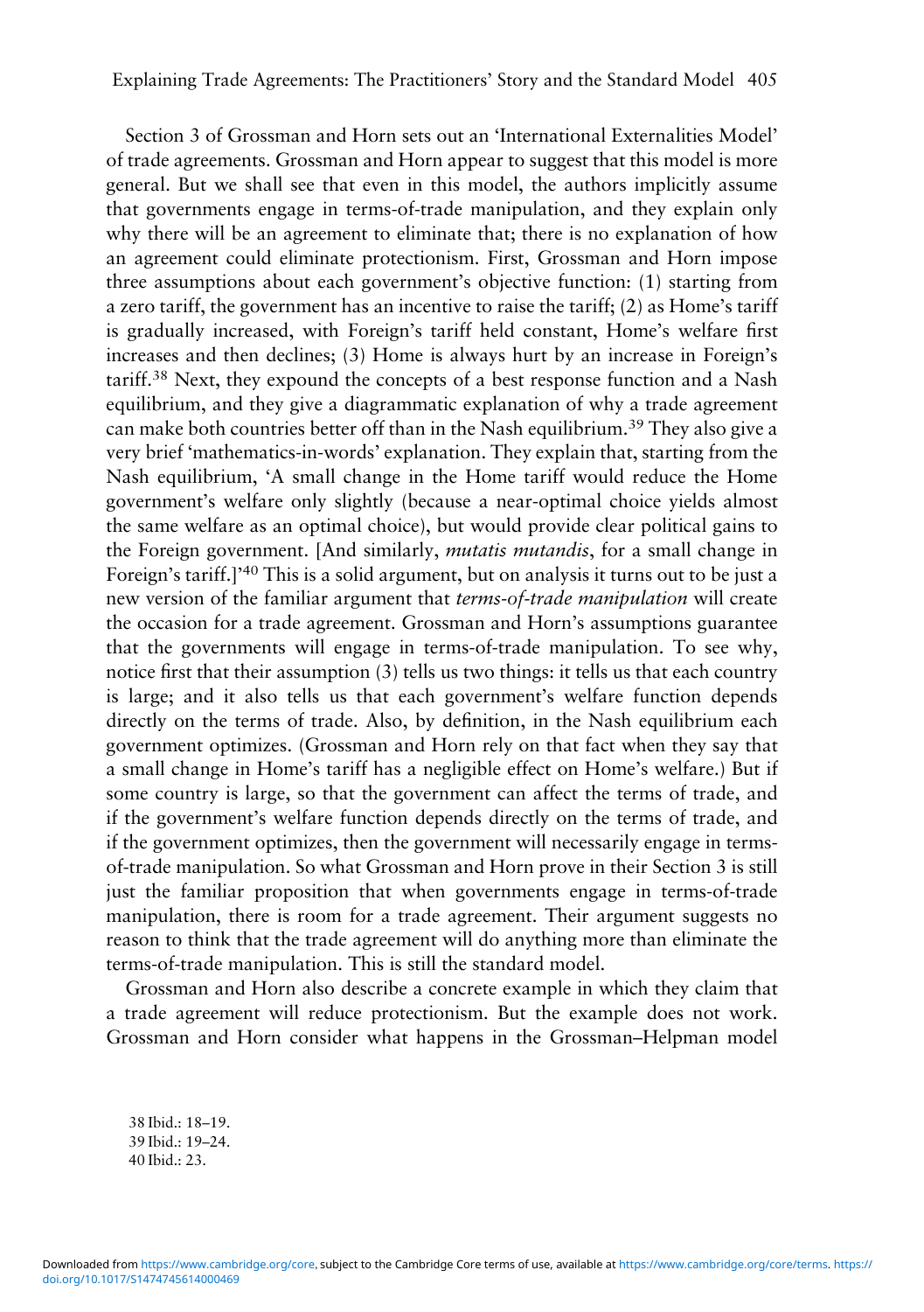Section 3 of Grossman and Horn sets out an 'International Externalities Model' of trade agreements. Grossman and Horn appear to suggest that this model is more general. But we shall see that even in this model, the authors implicitly assume that governments engage in terms-of-trade manipulation, and they explain only why there will be an agreement to eliminate that; there is no explanation of how an agreement could eliminate protectionism. First, Grossman and Horn impose three assumptions about each government's objective function: (1) starting from a zero tariff, the government has an incentive to raise the tariff; (2) as Home's tariff is gradually increased, with Foreign's tariff held constant, Home's welfare first increases and then declines; (3) Home is always hurt by an increase in Foreign's tariff.[38] Next, they expound the concepts of a best response function and a Nash equilibrium, and they give a diagrammatic explanation of why a trade agreement can make both countries better off than in the Nash equilibrium.[39] They also give a very brief 'mathematics-in-words' explanation. They explain that, starting from the Nash equilibrium, 'A small change in the Home tariff would reduce the Home government's welfare only slightly (because a near-optimal choice yields almost the same welfare as an optimal choice), but would provide clear political gains to the Foreign government. [And similarly, *mutatis mutandis*, for a small change in Foreign's tariff.]'[40] This is a solid argument, but on analysis it turns out to be just a new version of the familiar argument that *terms-of-trade manipulation* will create the occasion for a trade agreement. Grossman and Horn's assumptions guarantee that the governments will engage in terms-of-trade manipulation. To see why, notice first that their assumption (3) tells us two things: it tells us that each country is large; and it also tells us that each government's welfare function depends directly on the terms of trade. Also, by definition, in the Nash equilibrium each government optimizes. (Grossman and Horn rely on that fact when they say that a small change in Home's tariff has a negligible effect on Home's welfare.) But if some country is large, so that the government can affect the terms of trade, and if the government's welfare function depends directly on the terms of trade, and if the government optimizes, then the government will necessarily engage in terms-of-trade manipulation. So what Grossman and Horn prove in their Section 3 is still just the familiar proposition that when governments engage in terms-of-trade manipulation, there is room for a trade agreement. Their argument suggests no reason to think that the trade agreement will do anything more than eliminate the terms-of-trade manipulation. This is still the standard model.

Grossman and Horn also describe a concrete example in which they claim that a trade agreement will reduce protectionism. But the example does not work. Grossman and Horn consider what happens in the Grossman–Helpman model

38 Ibid.: 18–19.
39 Ibid.: 19–24.
40 Ibid.: 23.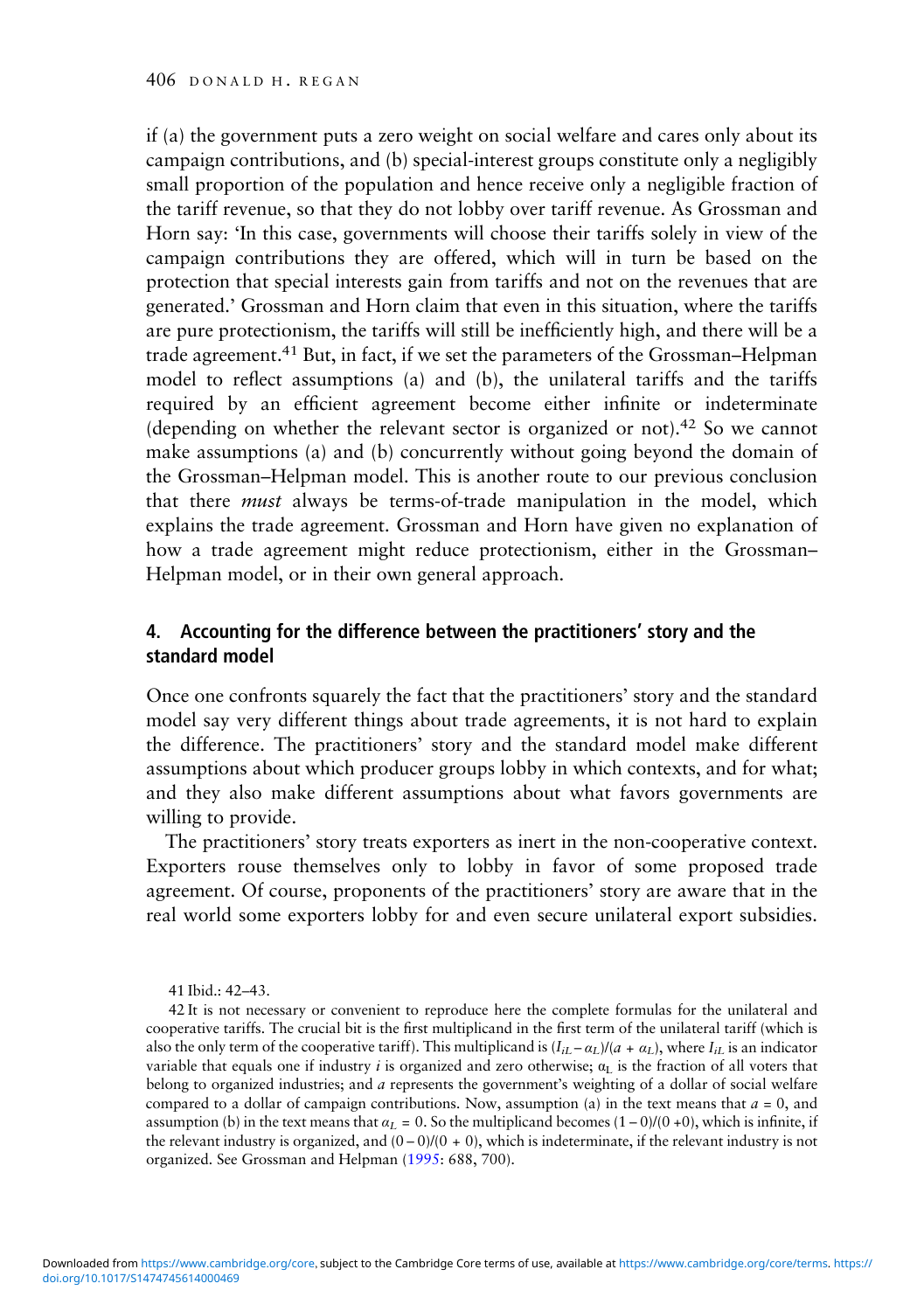if (a) the government puts a zero weight on social welfare and cares only about its campaign contributions, and (b) special-interest groups constitute only a negligibly small proportion of the population and hence receive only a negligible fraction of the tariff revenue, so that they do not lobby over tariff revenue. As Grossman and Horn say: 'In this case, governments will choose their tariffs solely in view of the campaign contributions they are offered, which will in turn be based on the protection that special interests gain from tariffs and not on the revenues that are generated.' Grossman and Horn claim that even in this situation, where the tariffs are pure protectionism, the tariffs will still be inefficiently high, and there will be a trade agreement.[41] But, in fact, if we set the parameters of the Grossman–Helpman model to reflect assumptions (a) and (b), the unilateral tariffs and the tariffs required by an efficient agreement become either infinite or indeterminate (depending on whether the relevant sector is organized or not).[42] So we cannot make assumptions (a) and (b) concurrently without going beyond the domain of the Grossman–Helpman model. This is another route to our previous conclusion that there *must* always be terms-of-trade manipulation in the model, which explains the trade agreement. Grossman and Horn have given no explanation of how a trade agreement might reduce protectionism, either in the Grossman–Helpman model, or in their own general approach.

## 4. Accounting for the difference between the practitioners' story and the standard model

Once one confronts squarely the fact that the practitioners' story and the standard model say very different things about trade agreements, it is not hard to explain the difference. The practitioners' story and the standard model make different assumptions about which producer groups lobby in which contexts, and for what; and they also make different assumptions about what favors governments are willing to provide.

The practitioners' story treats exporters as inert in the non-cooperative context. Exporters rouse themselves only to lobby in favor of some proposed trade agreement. Of course, proponents of the practitioners' story are aware that in the real world some exporters lobby for and even secure unilateral export subsidies.

41 Ibid.: 42–43.

42 It is not necessary or convenient to reproduce here the complete formulas for the unilateral and cooperative tariffs. The crucial bit is the first multiplicand in the first term of the unilateral tariff (which is also the only term of the cooperative tariff). This multiplicand is $(I_{iL} - \alpha_L)/(a + \alpha_L)$, where $I_{iL}$ is an indicator variable that equals one if industry $i$ is organized and zero otherwise; $\alpha_L$ is the fraction of all voters that belong to organized industries; and $a$ represents the government's weighting of a dollar of social welfare compared to a dollar of campaign contributions. Now, assumption (a) in the text means that $a = 0$, and assumption (b) in the text means that $\alpha_L = 0$. So the multiplicand becomes $(1 - 0)/(0 + 0)$, which is infinite, if the relevant industry is organized, and $(0 - 0)/(0 + 0)$, which is indeterminate, if the relevant industry is not organized. See Grossman and Helpman (1995: 688, 700).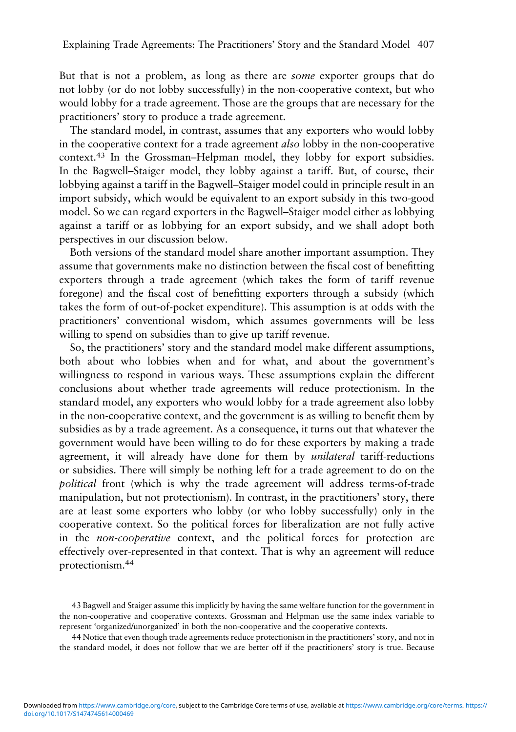But that is not a problem, as long as there are *some* exporter groups that do not lobby (or do not lobby successfully) in the non-cooperative context, but who would lobby for a trade agreement. Those are the groups that are necessary for the practitioners' story to produce a trade agreement.

The standard model, in contrast, assumes that any exporters who would lobby in the cooperative context for a trade agreement *also* lobby in the non-cooperative context.[43] In the Grossman–Helpman model, they lobby for export subsidies. In the Bagwell–Staiger model, they lobby against a tariff. But, of course, their lobbying against a tariff in the Bagwell–Staiger model could in principle result in an import subsidy, which would be equivalent to an export subsidy in this two-good model. So we can regard exporters in the Bagwell–Staiger model either as lobbying against a tariff or as lobbying for an export subsidy, and we shall adopt both perspectives in our discussion below.

Both versions of the standard model share another important assumption. They assume that governments make no distinction between the fiscal cost of benefitting exporters through a trade agreement (which takes the form of tariff revenue foregone) and the fiscal cost of benefitting exporters through a subsidy (which takes the form of out-of-pocket expenditure). This assumption is at odds with the practitioners' conventional wisdom, which assumes governments will be less willing to spend on subsidies than to give up tariff revenue.

So, the practitioners' story and the standard model make different assumptions, both about who lobbies when and for what, and about the government's willingness to respond in various ways. These assumptions explain the different conclusions about whether trade agreements will reduce protectionism. In the standard model, any exporters who would lobby for a trade agreement also lobby in the non-cooperative context, and the government is as willing to benefit them by subsidies as by a trade agreement. As a consequence, it turns out that whatever the government would have been willing to do for these exporters by making a trade agreement, it will already have done for them by *unilateral* tariff-reductions or subsidies. There will simply be nothing left for a trade agreement to do on the *political* front (which is why the trade agreement will address terms-of-trade manipulation, but not protectionism). In contrast, in the practitioners' story, there are at least some exporters who lobby (or who lobby successfully) only in the cooperative context. So the political forces for liberalization are not fully active in the *non-cooperative* context, and the political forces for protection are effectively over-represented in that context. That is why an agreement will reduce protectionism.[44]

43 Bagwell and Staiger assume this implicitly by having the same welfare function for the government in the non-cooperative and cooperative contexts. Grossman and Helpman use the same index variable to represent 'organized/unorganized' in both the non-cooperative and the cooperative contexts.

44 Notice that even though trade agreements reduce protectionism in the practitioners' story, and not in the standard model, it does not follow that we are better off if the practitioners' story is true. Because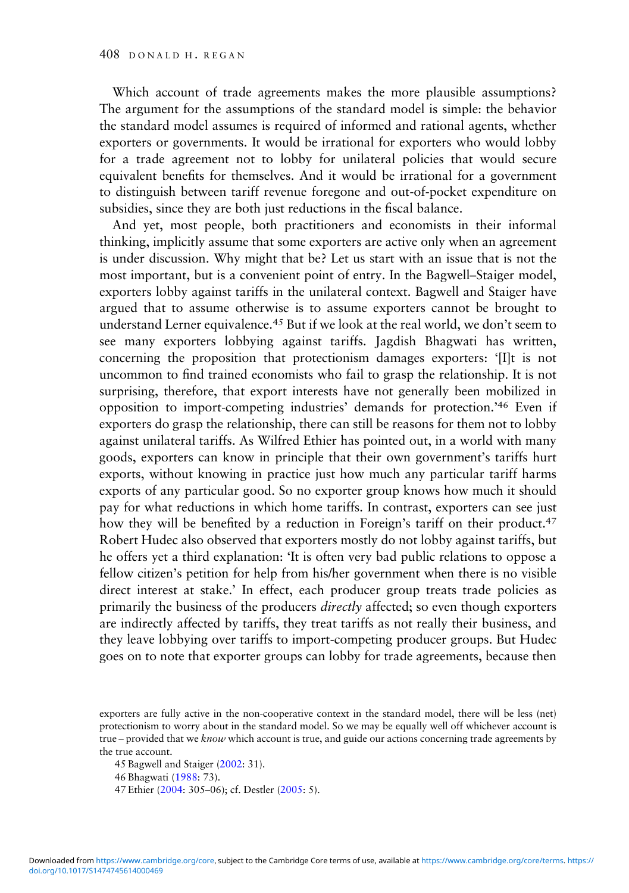Which account of trade agreements makes the more plausible assumptions? The argument for the assumptions of the standard model is simple: the behavior the standard model assumes is required of informed and rational agents, whether exporters or governments. It would be irrational for exporters who would lobby for a trade agreement not to lobby for unilateral policies that would secure equivalent benefits for themselves. And it would be irrational for a government to distinguish between tariff revenue foregone and out-of-pocket expenditure on subsidies, since they are both just reductions in the fiscal balance.

And yet, most people, both practitioners and economists in their informal thinking, implicitly assume that some exporters are active only when an agreement is under discussion. Why might that be? Let us start with an issue that is not the most important, but is a convenient point of entry. In the Bagwell–Staiger model, exporters lobby against tariffs in the unilateral context. Bagwell and Staiger have argued that to assume otherwise is to assume exporters cannot be brought to understand Lerner equivalence.[45] But if we look at the real world, we don't seem to see many exporters lobbying against tariffs. Jagdish Bhagwati has written, concerning the proposition that protectionism damages exporters: '[I]t is not uncommon to find trained economists who fail to grasp the relationship. It is not surprising, therefore, that export interests have not generally been mobilized in opposition to import-competing industries' demands for protection.'[46] Even if exporters do grasp the relationship, there can still be reasons for them not to lobby against unilateral tariffs. As Wilfred Ethier has pointed out, in a world with many goods, exporters can know in principle that their own government's tariffs hurt exports, without knowing in practice just how much any particular tariff harms exports of any particular good. So no exporter group knows how much it should pay for what reductions in which home tariffs. In contrast, exporters can see just how they will be benefited by a reduction in Foreign's tariff on their product.[47] Robert Hudec also observed that exporters mostly do not lobby against tariffs, but he offers yet a third explanation: 'It is often very bad public relations to oppose a fellow citizen's petition for help from his/her government when there is no visible direct interest at stake.' In effect, each producer group treats trade policies as primarily the business of the producers *directly* affected; so even though exporters are indirectly affected by tariffs, they treat tariffs as not really their business, and they leave lobbying over tariffs to import-competing producer groups. But Hudec goes on to note that exporter groups can lobby for trade agreements, because then

exporters are fully active in the non-cooperative context in the standard model, there will be less (net) protectionism to worry about in the standard model. So we may be equally well off whichever account is true – provided that we *know* which account is true, and guide our actions concerning trade agreements by the true account.

45 Bagwell and Staiger (2002: 31).

46 Bhagwati (1988: 73).

47 Ethier (2004: 305–06); cf. Destler (2005: 5).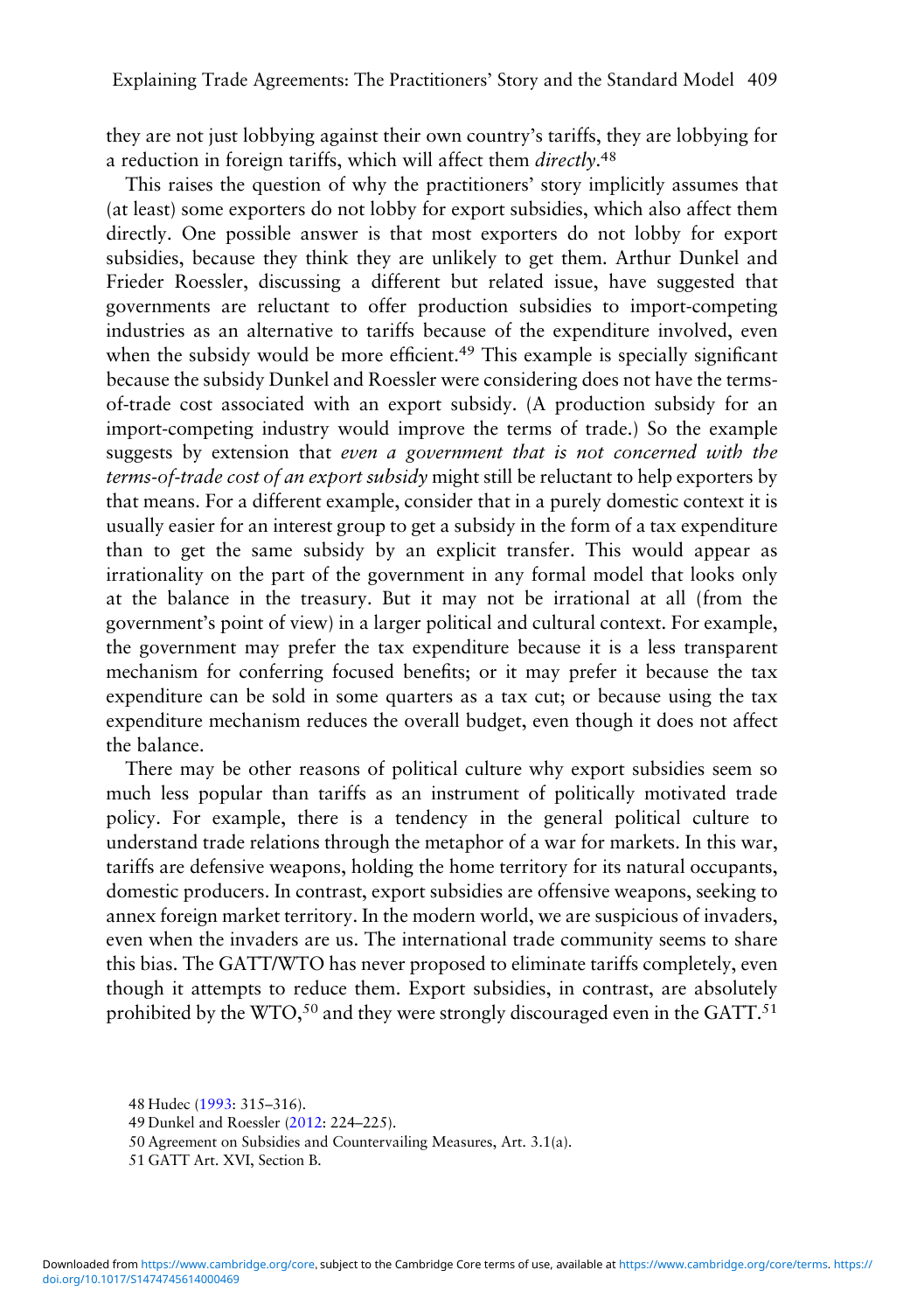they are not just lobbying against their own country's tariffs, they are lobbying for a reduction in foreign tariffs, which will affect them *directly*.[48]

This raises the question of why the practitioners' story implicitly assumes that (at least) some exporters do not lobby for export subsidies, which also affect them directly. One possible answer is that most exporters do not lobby for export subsidies, because they think they are unlikely to get them. Arthur Dunkel and Frieder Roessler, discussing a different but related issue, have suggested that governments are reluctant to offer production subsidies to import-competing industries as an alternative to tariffs because of the expenditure involved, even when the subsidy would be more efficient.[49] This example is specially significant because the subsidy Dunkel and Roessler were considering does not have the terms-of-trade cost associated with an export subsidy. (A production subsidy for an import-competing industry would improve the terms of trade.) So the example suggests by extension that *even a government that is not concerned with the terms-of-trade cost of an export subsidy* might still be reluctant to help exporters by that means. For a different example, consider that in a purely domestic context it is usually easier for an interest group to get a subsidy in the form of a tax expenditure than to get the same subsidy by an explicit transfer. This would appear as irrationality on the part of the government in any formal model that looks only at the balance in the treasury. But it may not be irrational at all (from the government's point of view) in a larger political and cultural context. For example, the government may prefer the tax expenditure because it is a less transparent mechanism for conferring focused benefits; or it may prefer it because the tax expenditure can be sold in some quarters as a tax cut; or because using the tax expenditure mechanism reduces the overall budget, even though it does not affect the balance.

There may be other reasons of political culture why export subsidies seem so much less popular than tariffs as an instrument of politically motivated trade policy. For example, there is a tendency in the general political culture to understand trade relations through the metaphor of a war for markets. In this war, tariffs are defensive weapons, holding the home territory for its natural occupants, domestic producers. In contrast, export subsidies are offensive weapons, seeking to annex foreign market territory. In the modern world, we are suspicious of invaders, even when the invaders are us. The international trade community seems to share this bias. The GATT/WTO has never proposed to eliminate tariffs completely, even though it attempts to reduce them. Export subsidies, in contrast, are absolutely prohibited by the WTO,[50] and they were strongly discouraged even in the GATT.[51]

48 Hudec (1993: 315–316).

49 Dunkel and Roessler (2012: 224–225).

50 Agreement on Subsidies and Countervailing Measures, Art. 3.1(a).

51 GATT Art. XVI, Section B.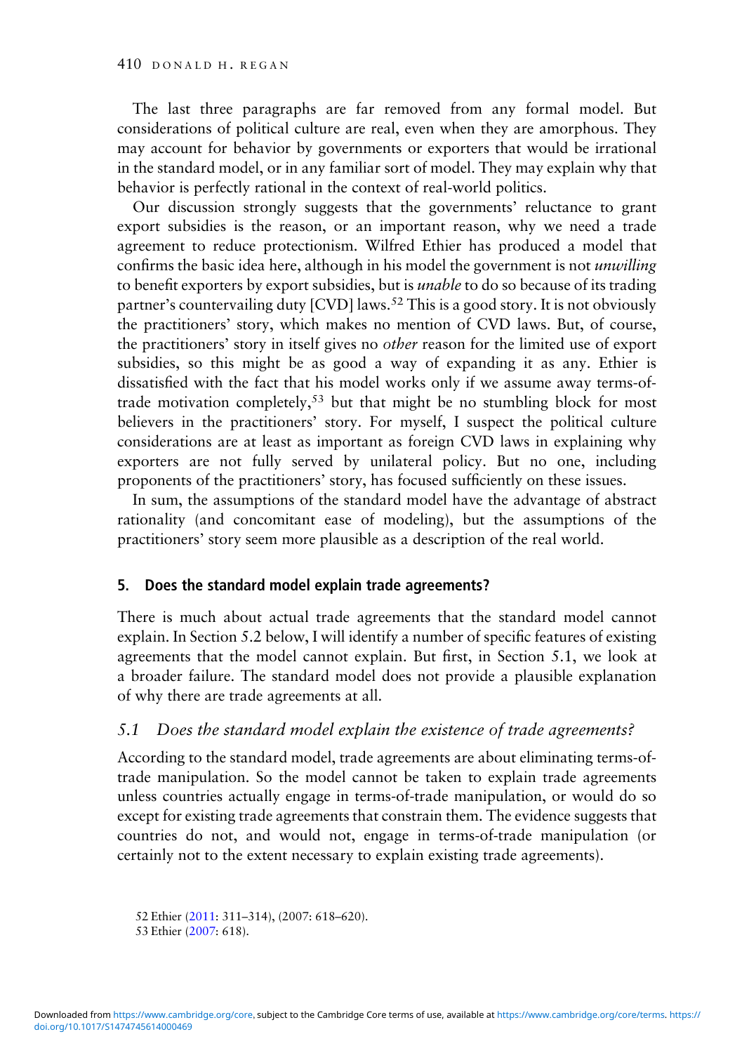The last three paragraphs are far removed from any formal model. But considerations of political culture are real, even when they are amorphous. They may account for behavior by governments or exporters that would be irrational in the standard model, or in any familiar sort of model. They may explain why that behavior is perfectly rational in the context of real-world politics.

Our discussion strongly suggests that the governments' reluctance to grant export subsidies is the reason, or an important reason, why we need a trade agreement to reduce protectionism. Wilfred Ethier has produced a model that confirms the basic idea here, although in his model the government is not *unwilling* to benefit exporters by export subsidies, but is *unable* to do so because of its trading partner's countervailing duty [CVD] laws.[52] This is a good story. It is not obviously the practitioners' story, which makes no mention of CVD laws. But, of course, the practitioners' story in itself gives no *other* reason for the limited use of export subsidies, so this might be as good a way of expanding it as any. Ethier is dissatisfied with the fact that his model works only if we assume away terms-of-trade motivation completely,[53] but that might be no stumbling block for most believers in the practitioners' story. For myself, I suspect the political culture considerations are at least as important as foreign CVD laws in explaining why exporters are not fully served by unilateral policy. But no one, including proponents of the practitioners' story, has focused sufficiently on these issues.

In sum, the assumptions of the standard model have the advantage of abstract rationality (and concomitant ease of modeling), but the assumptions of the practitioners' story seem more plausible as a description of the real world.

## 5. Does the standard model explain trade agreements?

There is much about actual trade agreements that the standard model cannot explain. In Section 5.2 below, I will identify a number of specific features of existing agreements that the model cannot explain. But first, in Section 5.1, we look at a broader failure. The standard model does not provide a plausible explanation of why there are trade agreements at all.

### *5.1 Does the standard model explain the existence of trade agreements?*

According to the standard model, trade agreements are about eliminating terms-of-trade manipulation. So the model cannot be taken to explain trade agreements unless countries actually engage in terms-of-trade manipulation, or would do so except for existing trade agreements that constrain them. The evidence suggests that countries do not, and would not, engage in terms-of-trade manipulation (or certainly not to the extent necessary to explain existing trade agreements).

52 Ethier (2011: 311–314), (2007: 618–620).
53 Ethier (2007: 618).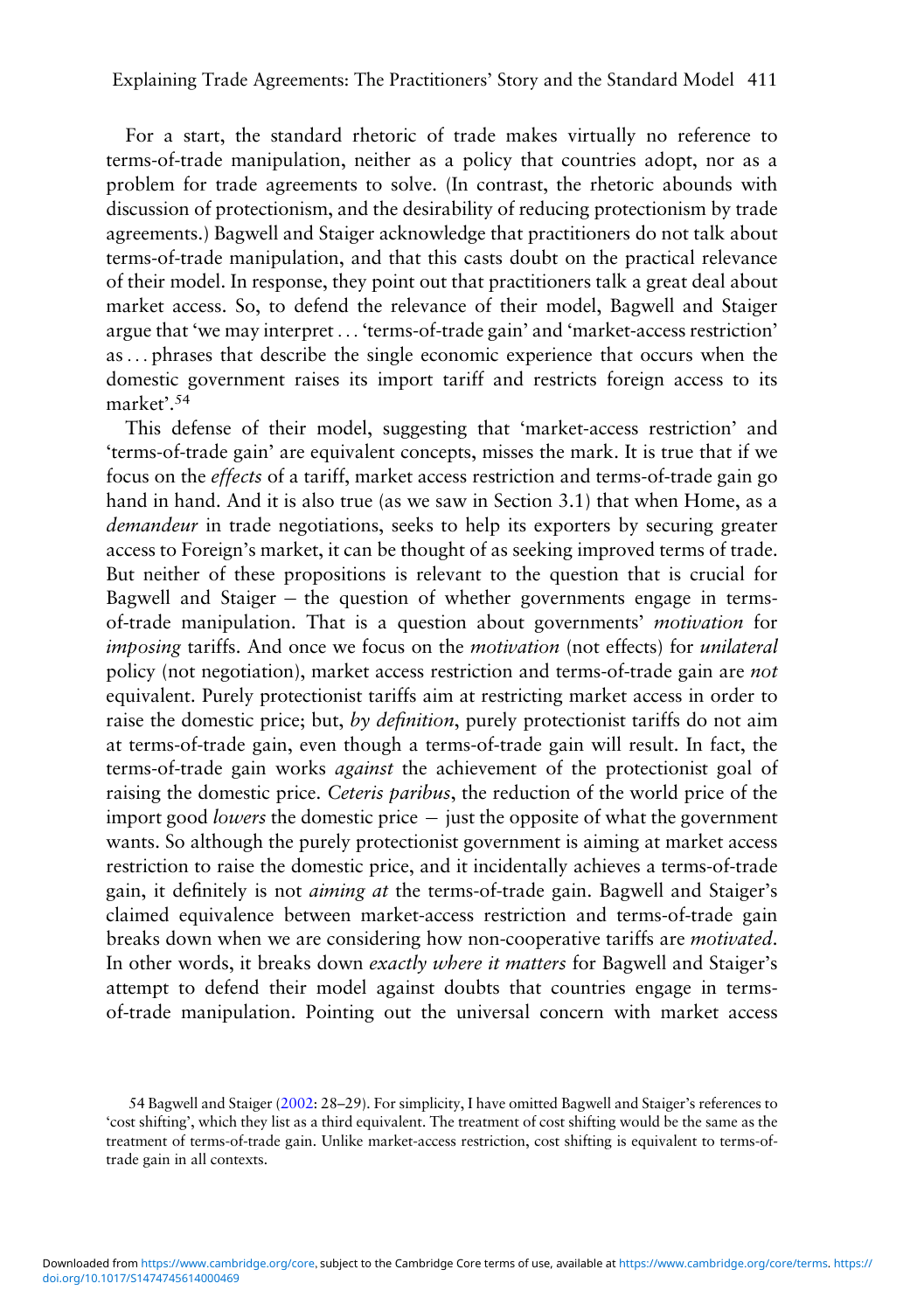For a start, the standard rhetoric of trade makes virtually no reference to terms-of-trade manipulation, neither as a policy that countries adopt, nor as a problem for trade agreements to solve. (In contrast, the rhetoric abounds with discussion of protectionism, and the desirability of reducing protectionism by trade agreements.) Bagwell and Staiger acknowledge that practitioners do not talk about terms-of-trade manipulation, and that this casts doubt on the practical relevance of their model. In response, they point out that practitioners talk a great deal about market access. So, to defend the relevance of their model, Bagwell and Staiger argue that 'we may interpret … 'terms-of-trade gain' and 'market-access restriction' as … phrases that describe the single economic experience that occurs when the domestic government raises its import tariff and restricts foreign access to its market'.[54]

This defense of their model, suggesting that 'market-access restriction' and 'terms-of-trade gain' are equivalent concepts, misses the mark. It is true that if we focus on the *effects* of a tariff, market access restriction and terms-of-trade gain go hand in hand. And it is also true (as we saw in Section 3.1) that when Home, as a *demandeur* in trade negotiations, seeks to help its exporters by securing greater access to Foreign's market, it can be thought of as seeking improved terms of trade. But neither of these propositions is relevant to the question that is crucial for Bagwell and Staiger – the question of whether governments engage in terms-of-trade manipulation. That is a question about governments' *motivation* for *imposing* tariffs. And once we focus on the *motivation* (not effects) for *unilateral* policy (not negotiation), market access restriction and terms-of-trade gain are *not* equivalent. Purely protectionist tariffs aim at restricting market access in order to raise the domestic price; but, *by definition*, purely protectionist tariffs do not aim at terms-of-trade gain, even though a terms-of-trade gain will result. In fact, the terms-of-trade gain works *against* the achievement of the protectionist goal of raising the domestic price. *Ceteris paribus*, the reduction of the world price of the import good *lowers* the domestic price – just the opposite of what the government wants. So although the purely protectionist government is aiming at market access restriction to raise the domestic price, and it incidentally achieves a terms-of-trade gain, it definitely is not *aiming at* the terms-of-trade gain. Bagwell and Staiger's claimed equivalence between market-access restriction and terms-of-trade gain breaks down when we are considering how non-cooperative tariffs are *motivated*. In other words, it breaks down *exactly where it matters* for Bagwell and Staiger's attempt to defend their model against doubts that countries engage in terms-of-trade manipulation. Pointing out the universal concern with market access

54 Bagwell and Staiger (2002: 28–29). For simplicity, I have omitted Bagwell and Staiger's references to 'cost shifting', which they list as a third equivalent. The treatment of cost shifting would be the same as the treatment of terms-of-trade gain. Unlike market-access restriction, cost shifting is equivalent to terms-of-trade gain in all contexts.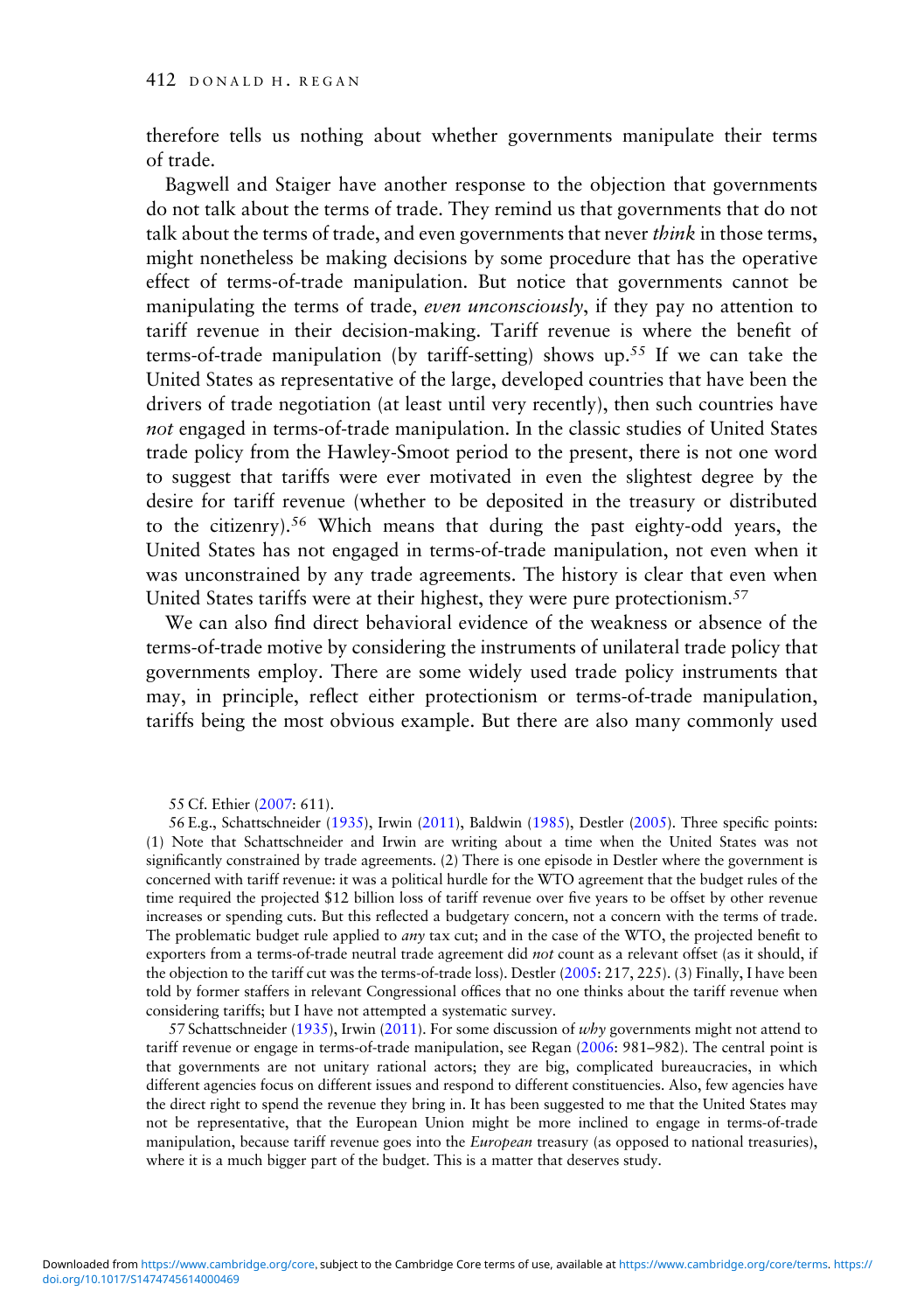therefore tells us nothing about whether governments manipulate their terms of trade.

Bagwell and Staiger have another response to the objection that governments do not talk about the terms of trade. They remind us that governments that do not talk about the terms of trade, and even governments that never *think* in those terms, might nonetheless be making decisions by some procedure that has the operative effect of terms-of-trade manipulation. But notice that governments cannot be manipulating the terms of trade, *even unconsciously*, if they pay no attention to tariff revenue in their decision-making. Tariff revenue is where the benefit of terms-of-trade manipulation (by tariff-setting) shows up.[55] If we can take the United States as representative of the large, developed countries that have been the drivers of trade negotiation (at least until very recently), then such countries have *not* engaged in terms-of-trade manipulation. In the classic studies of United States trade policy from the Hawley-Smoot period to the present, there is not one word to suggest that tariffs were ever motivated in even the slightest degree by the desire for tariff revenue (whether to be deposited in the treasury or distributed to the citizenry).[56] Which means that during the past eighty-odd years, the United States has not engaged in terms-of-trade manipulation, not even when it was unconstrained by any trade agreements. The history is clear that even when United States tariffs were at their highest, they were pure protectionism.[57]

We can also find direct behavioral evidence of the weakness or absence of the terms-of-trade motive by considering the instruments of unilateral trade policy that governments employ. There are some widely used trade policy instruments that may, in principle, reflect either protectionism or terms-of-trade manipulation, tariffs being the most obvious example. But there are also many commonly used

55 Cf. Ethier (2007: 611).

56 E.g., Schattschneider (1935), Irwin (2011), Baldwin (1985), Destler (2005). Three specific points: (1) Note that Schattschneider and Irwin are writing about a time when the United States was not significantly constrained by trade agreements. (2) There is one episode in Destler where the government is concerned with tariff revenue: it was a political hurdle for the WTO agreement that the budget rules of the time required the projected $12 billion loss of tariff revenue over five years to be offset by other revenue increases or spending cuts. But this reflected a budgetary concern, not a concern with the terms of trade. The problematic budget rule applied to *any* tax cut; and in the case of the WTO, the projected benefit to exporters from a terms-of-trade neutral trade agreement did *not* count as a relevant offset (as it should, if the objection to the tariff cut was the terms-of-trade loss). Destler (2005: 217, 225). (3) Finally, I have been told by former staffers in relevant Congressional offices that no one thinks about the tariff revenue when considering tariffs; but I have not attempted a systematic survey.

57 Schattschneider (1935), Irwin (2011). For some discussion of *why* governments might not attend to tariff revenue or engage in terms-of-trade manipulation, see Regan (2006: 981–982). The central point is that governments are not unitary rational actors; they are big, complicated bureaucracies, in which different agencies focus on different issues and respond to different constituencies. Also, few agencies have the direct right to spend the revenue they bring in. It has been suggested to me that the United States may not be representative, that the European Union might be more inclined to engage in terms-of-trade manipulation, because tariff revenue goes into the *European* treasury (as opposed to national treasuries), where it is a much bigger part of the budget. This is a matter that deserves study.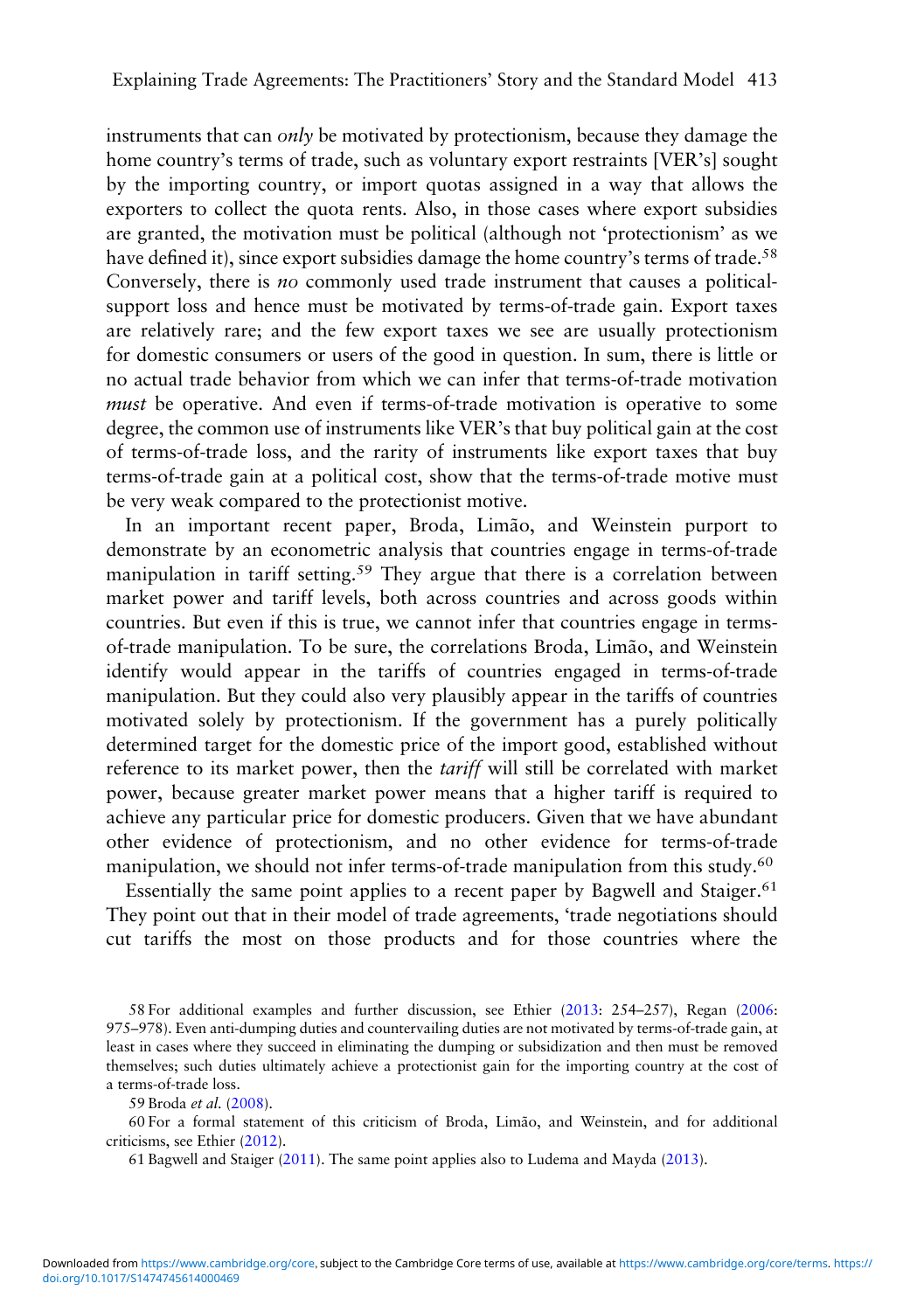instruments that can *only* be motivated by protectionism, because they damage the home country's terms of trade, such as voluntary export restraints [VER's] sought by the importing country, or import quotas assigned in a way that allows the exporters to collect the quota rents. Also, in those cases where export subsidies are granted, the motivation must be political (although not 'protectionism' as we have defined it), since export subsidies damage the home country's terms of trade.[58] Conversely, there is *no* commonly used trade instrument that causes a political-support loss and hence must be motivated by terms-of-trade gain. Export taxes are relatively rare; and the few export taxes we see are usually protectionism for domestic consumers or users of the good in question. In sum, there is little or no actual trade behavior from which we can infer that terms-of-trade motivation *must* be operative. And even if terms-of-trade motivation is operative to some degree, the common use of instruments like VER's that buy political gain at the cost of terms-of-trade loss, and the rarity of instruments like export taxes that buy terms-of-trade gain at a political cost, show that the terms-of-trade motive must be very weak compared to the protectionist motive.

In an important recent paper, Broda, Limão, and Weinstein purport to demonstrate by an econometric analysis that countries engage in terms-of-trade manipulation in tariff setting.[59] They argue that there is a correlation between market power and tariff levels, both across countries and across goods within countries. But even if this is true, we cannot infer that countries engage in terms-of-trade manipulation. To be sure, the correlations Broda, Limão, and Weinstein identify would appear in the tariffs of countries engaged in terms-of-trade manipulation. But they could also very plausibly appear in the tariffs of countries motivated solely by protectionism. If the government has a purely politically determined target for the domestic price of the import good, established without reference to its market power, then the *tariff* will still be correlated with market power, because greater market power means that a higher tariff is required to achieve any particular price for domestic producers. Given that we have abundant other evidence of protectionism, and no other evidence for terms-of-trade manipulation, we should not infer terms-of-trade manipulation from this study.[60]

Essentially the same point applies to a recent paper by Bagwell and Staiger.[61] They point out that in their model of trade agreements, 'trade negotiations should cut tariffs the most on those products and for those countries where the

58 For additional examples and further discussion, see Ethier (2013: 254–257), Regan (2006: 975–978). Even anti-dumping duties and countervailing duties are not motivated by terms-of-trade gain, at least in cases where they succeed in eliminating the dumping or subsidization and then must be removed themselves; such duties ultimately achieve a protectionist gain for the importing country at the cost of a terms-of-trade loss.

59 Broda *et al.* (2008).

60 For a formal statement of this criticism of Broda, Limão, and Weinstein, and for additional criticisms, see Ethier (2012).

61 Bagwell and Staiger (2011). The same point applies also to Ludema and Mayda (2013).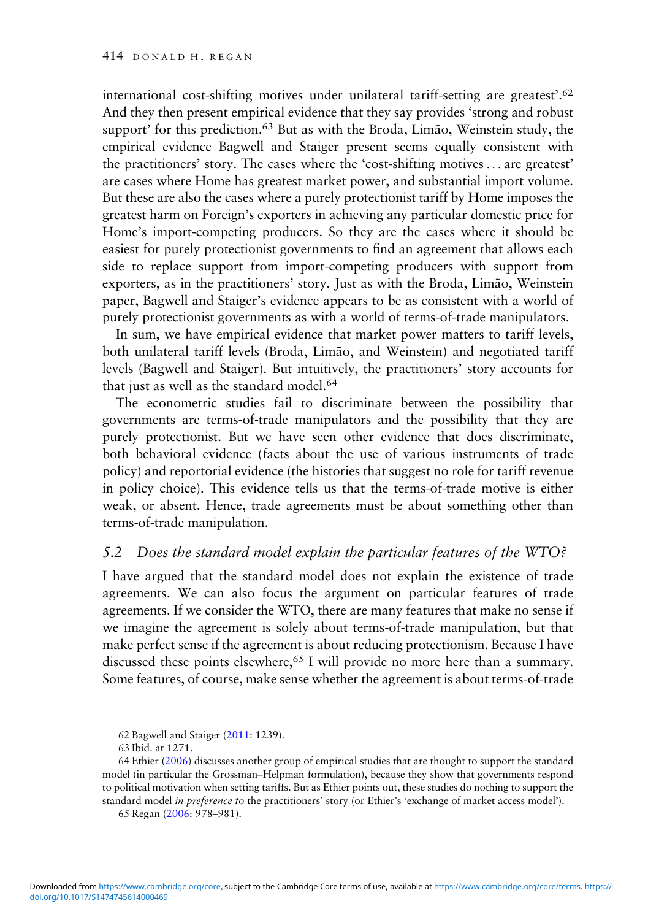international cost-shifting motives under unilateral tariff-setting are greatest'.[62] And they then present empirical evidence that they say provides 'strong and robust support' for this prediction.[63] But as with the Broda, Limão, Weinstein study, the empirical evidence Bagwell and Staiger present seems equally consistent with the practitioners' story. The cases where the 'cost-shifting motives ... are greatest' are cases where Home has greatest market power, and substantial import volume. But these are also the cases where a purely protectionist tariff by Home imposes the greatest harm on Foreign's exporters in achieving any particular domestic price for Home's import-competing producers. So they are the cases where it should be easiest for purely protectionist governments to find an agreement that allows each side to replace support from import-competing producers with support from exporters, as in the practitioners' story. Just as with the Broda, Limão, Weinstein paper, Bagwell and Staiger's evidence appears to be as consistent with a world of purely protectionist governments as with a world of terms-of-trade manipulators.

In sum, we have empirical evidence that market power matters to tariff levels, both unilateral tariff levels (Broda, Limão, and Weinstein) and negotiated tariff levels (Bagwell and Staiger). But intuitively, the practitioners' story accounts for that just as well as the standard model.[64]

The econometric studies fail to discriminate between the possibility that governments are terms-of-trade manipulators and the possibility that they are purely protectionist. But we have seen other evidence that does discriminate, both behavioral evidence (facts about the use of various instruments of trade policy) and reportorial evidence (the histories that suggest no role for tariff revenue in policy choice). This evidence tells us that the terms-of-trade motive is either weak, or absent. Hence, trade agreements must be about something other than terms-of-trade manipulation.

### 5.2 *Does the standard model explain the particular features of the WTO?*

I have argued that the standard model does not explain the existence of trade agreements. We can also focus the argument on particular features of trade agreements. If we consider the WTO, there are many features that make no sense if we imagine the agreement is solely about terms-of-trade manipulation, but that make perfect sense if the agreement is about reducing protectionism. Because I have discussed these points elsewhere,[65] I will provide no more here than a summary. Some features, of course, make sense whether the agreement is about terms-of-trade

62 Bagwell and Staiger (2011: 1239).

63 Ibid. at 1271.

64 Ethier (2006) discusses another group of empirical studies that are thought to support the standard model (in particular the Grossman–Helpman formulation), because they show that governments respond to political motivation when setting tariffs. But as Ethier points out, these studies do nothing to support the standard model *in preference to* the practitioners' story (or Ethier's 'exchange of market access model').

65 Regan (2006: 978–981).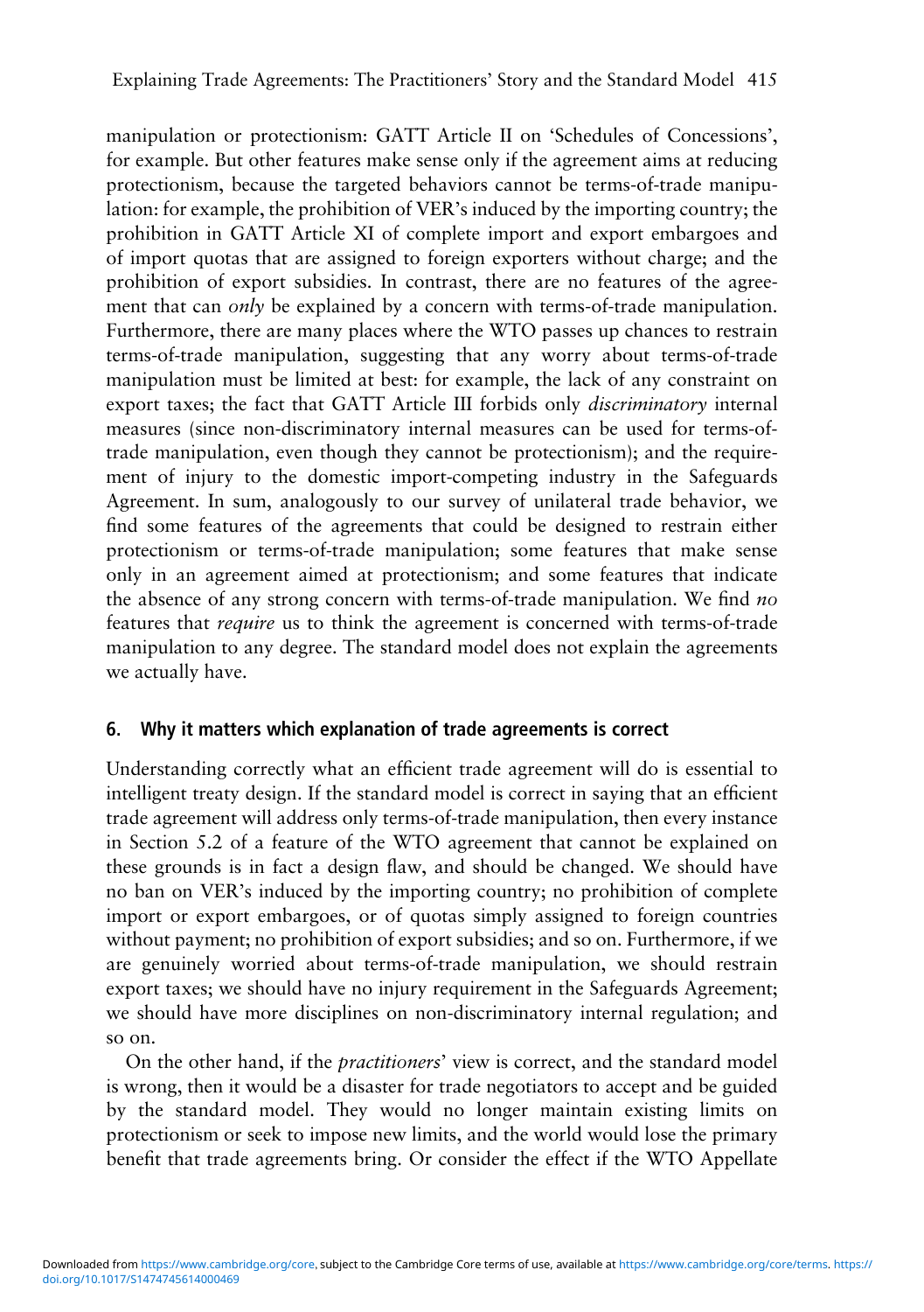manipulation or protectionism: GATT Article II on 'Schedules of Concessions', for example. But other features make sense only if the agreement aims at reducing protectionism, because the targeted behaviors cannot be terms-of-trade manipulation: for example, the prohibition of VER's induced by the importing country; the prohibition in GATT Article XI of complete import and export embargoes and of import quotas that are assigned to foreign exporters without charge; and the prohibition of export subsidies. In contrast, there are no features of the agreement that can *only* be explained by a concern with terms-of-trade manipulation. Furthermore, there are many places where the WTO passes up chances to restrain terms-of-trade manipulation, suggesting that any worry about terms-of-trade manipulation must be limited at best: for example, the lack of any constraint on export taxes; the fact that GATT Article III forbids only *discriminatory* internal measures (since non-discriminatory internal measures can be used for terms-of-trade manipulation, even though they cannot be protectionism); and the requirement of injury to the domestic import-competing industry in the Safeguards Agreement. In sum, analogously to our survey of unilateral trade behavior, we find some features of the agreements that could be designed to restrain either protectionism or terms-of-trade manipulation; some features that make sense only in an agreement aimed at protectionism; and some features that indicate the absence of any strong concern with terms-of-trade manipulation. We find *no* features that *require* us to think the agreement is concerned with terms-of-trade manipulation to any degree. The standard model does not explain the agreements we actually have.

## 6. Why it matters which explanation of trade agreements is correct

Understanding correctly what an efficient trade agreement will do is essential to intelligent treaty design. If the standard model is correct in saying that an efficient trade agreement will address only terms-of-trade manipulation, then every instance in Section 5.2 of a feature of the WTO agreement that cannot be explained on these grounds is in fact a design flaw, and should be changed. We should have no ban on VER's induced by the importing country; no prohibition of complete import or export embargoes, or of quotas simply assigned to foreign countries without payment; no prohibition of export subsidies; and so on. Furthermore, if we are genuinely worried about terms-of-trade manipulation, we should restrain export taxes; we should have no injury requirement in the Safeguards Agreement; we should have more disciplines on non-discriminatory internal regulation; and so on.

On the other hand, if the *practitioners*' view is correct, and the standard model is wrong, then it would be a disaster for trade negotiators to accept and be guided by the standard model. They would no longer maintain existing limits on protectionism or seek to impose new limits, and the world would lose the primary benefit that trade agreements bring. Or consider the effect if the WTO Appellate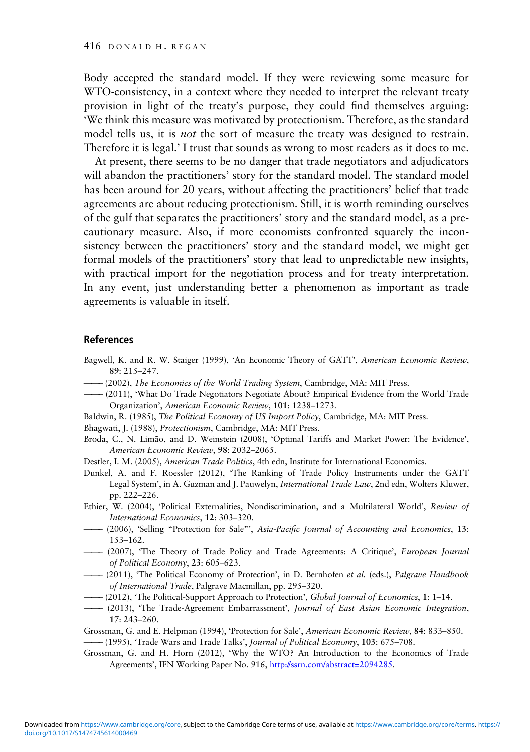Body accepted the standard model. If they were reviewing some measure for WTO-consistency, in a context where they needed to interpret the relevant treaty provision in light of the treaty's purpose, they could find themselves arguing: 'We think this measure was motivated by protectionism. Therefore, as the standard model tells us, it is *not* the sort of measure the treaty was designed to restrain. Therefore it is legal.' I trust that sounds as wrong to most readers as it does to me.

At present, there seems to be no danger that trade negotiators and adjudicators will abandon the practitioners' story for the standard model. The standard model has been around for 20 years, without affecting the practitioners' belief that trade agreements are about reducing protectionism. Still, it is worth reminding ourselves of the gulf that separates the practitioners' story and the standard model, as a precautionary measure. Also, if more economists confronted squarely the inconsistency between the practitioners' story and the standard model, we might get formal models of the practitioners' story that lead to unpredictable new insights, with practical import for the negotiation process and for treaty interpretation. In any event, just understanding better a phenomenon as important as trade agreements is valuable in itself.

## References

Bagwell, K. and R. W. Staiger (1999), 'An Economic Theory of GATT', *American Economic Review*, **89**: 215–247.

—— (2002), *The Economics of the World Trading System*, Cambridge, MA: MIT Press.

—— (2011), 'What Do Trade Negotiators Negotiate About? Empirical Evidence from the World Trade Organization', *American Economic Review*, **101**: 1238–1273.

Baldwin, R. (1985), *The Political Economy of US Import Policy*, Cambridge, MA: MIT Press.

Bhagwati, J. (1988), *Protectionism*, Cambridge, MA: MIT Press.

Broda, C., N. Limão, and D. Weinstein (2008), 'Optimal Tariffs and Market Power: The Evidence', *American Economic Review*, **98**: 2032–2065.

Destler, I. M. (2005), *American Trade Politics*, 4th edn, Institute for International Economics.

Dunkel, A. and F. Roessler (2012), 'The Ranking of Trade Policy Instruments under the GATT Legal System', in A. Guzman and J. Pauwelyn, *International Trade Law*, 2nd edn, Wolters Kluwer, pp. 222–226.

Ethier, W. (2004), 'Political Externalities, Nondiscrimination, and a Multilateral World', *Review of International Economics*, **12**: 303–320.

—— (2006), 'Selling "Protection for Sale"', *Asia-Pacific Journal of Accounting and Economics*, **13**: 153–162.

—— (2007), 'The Theory of Trade Policy and Trade Agreements: A Critique', *European Journal of Political Economy*, **23**: 605–623.

—— (2011), 'The Political Economy of Protection', in D. Bernhofen *et al.* (eds.), *Palgrave Handbook of International Trade*, Palgrave Macmillan, pp. 295–320.

—— (2012), 'The Political-Support Approach to Protection', *Global Journal of Economics*, **1**: 1–14.

—— (2013), 'The Trade-Agreement Embarrassment', *Journal of East Asian Economic Integration*, **17**: 243–260.

Grossman, G. and E. Helpman (1994), 'Protection for Sale', *American Economic Review*, **84**: 833–850.

—— (1995), 'Trade Wars and Trade Talks', *Journal of Political Economy*, **103**: 675–708.

Grossman, G. and H. Horn (2012), 'Why the WTO? An Introduction to the Economics of Trade Agreements', IFN Working Paper No. 916, http://ssrn.com/abstract=2094285.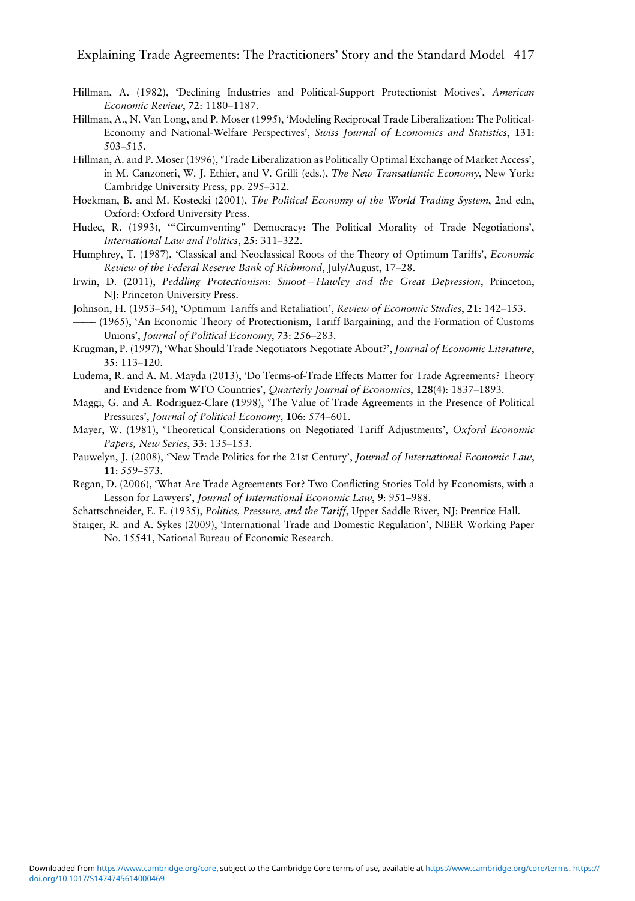Hillman, A. (1982), 'Declining Industries and Political-Support Protectionist Motives', *American Economic Review*, **72**: 1180–1187.

Hillman, A., N. Van Long, and P. Moser (1995), 'Modeling Reciprocal Trade Liberalization: The Political-Economy and National-Welfare Perspectives', *Swiss Journal of Economics and Statistics*, **131**: 503–515.

Hillman, A. and P. Moser (1996), 'Trade Liberalization as Politically Optimal Exchange of Market Access', in M. Canzoneri, W. J. Ethier, and V. Grilli (eds.), *The New Transatlantic Economy*, New York: Cambridge University Press, pp. 295–312.

Hoekman, B. and M. Kostecki (2001), *The Political Economy of the World Trading System*, 2nd edn, Oxford: Oxford University Press.

Hudec, R. (1993), '"Circumventing" Democracy: The Political Morality of Trade Negotiations', *International Law and Politics*, **25**: 311–322.

Humphrey, T. (1987), 'Classical and Neoclassical Roots of the Theory of Optimum Tariffs', *Economic Review of the Federal Reserve Bank of Richmond*, July/August, 17–28.

Irwin, D. (2011), *Peddling Protectionism: Smoot – Hawley and the Great Depression*, Princeton, NJ: Princeton University Press.

Johnson, H. (1953–54), 'Optimum Tariffs and Retaliation', *Review of Economic Studies*, **21**: 142–153.

—— (1965), 'An Economic Theory of Protectionism, Tariff Bargaining, and the Formation of Customs Unions', *Journal of Political Economy*, **73**: 256–283.

Krugman, P. (1997), 'What Should Trade Negotiators Negotiate About?', *Journal of Economic Literature*, **35**: 113–120.

Ludema, R. and A. M. Mayda (2013), 'Do Terms-of-Trade Effects Matter for Trade Agreements? Theory and Evidence from WTO Countries', *Quarterly Journal of Economics*, **128**(4): 1837–1893.

Maggi, G. and A. Rodriguez-Clare (1998), 'The Value of Trade Agreements in the Presence of Political Pressures', *Journal of Political Economy*, **106**: 574–601.

Mayer, W. (1981), 'Theoretical Considerations on Negotiated Tariff Adjustments', *Oxford Economic Papers, New Series*, **33**: 135–153.

Pauwelyn, J. (2008), 'New Trade Politics for the 21st Century', *Journal of International Economic Law*, **11**: 559–573.

Regan, D. (2006), 'What Are Trade Agreements For? Two Conflicting Stories Told by Economists, with a Lesson for Lawyers', *Journal of International Economic Law*, **9**: 951–988.

Schattschneider, E. E. (1935), *Politics, Pressure, and the Tariff*, Upper Saddle River, NJ: Prentice Hall.

Staiger, R. and A. Sykes (2009), 'International Trade and Domestic Regulation', NBER Working Paper No. 15541, National Bureau of Economic Research.